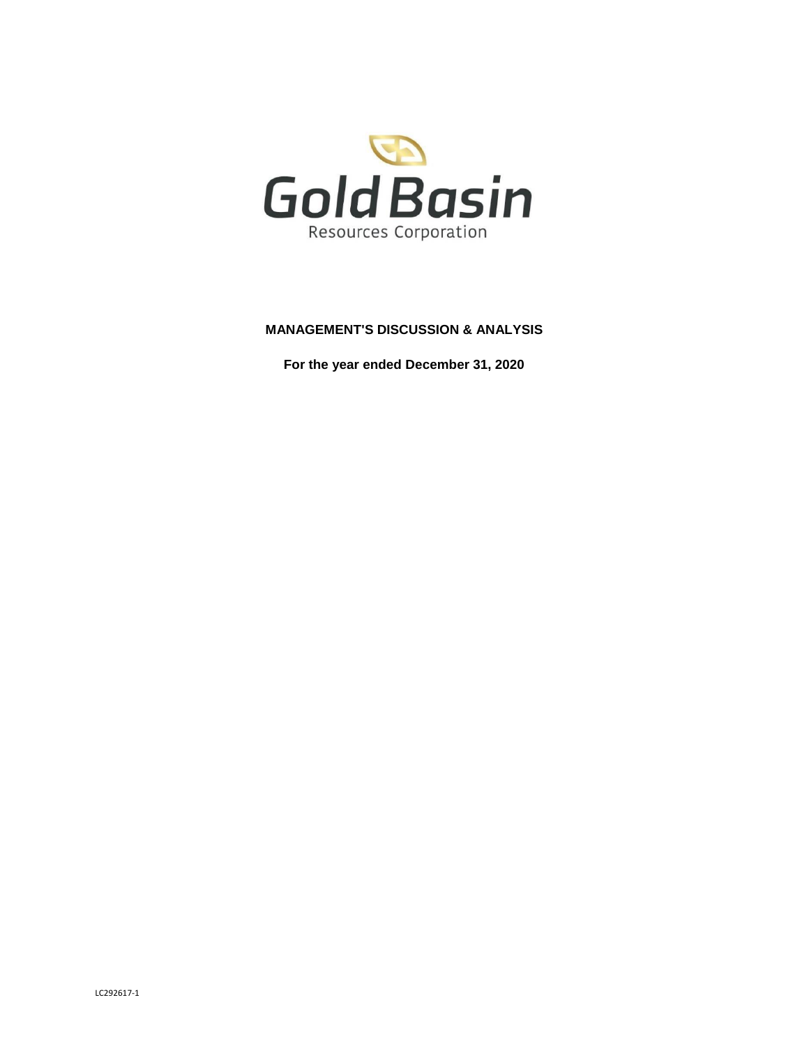Gold Basin

Resources Corporation

# MANAGEMENT'S DISCUSSION & ANALYSIS

**For the year ended December 31, 2020**

LC292617-1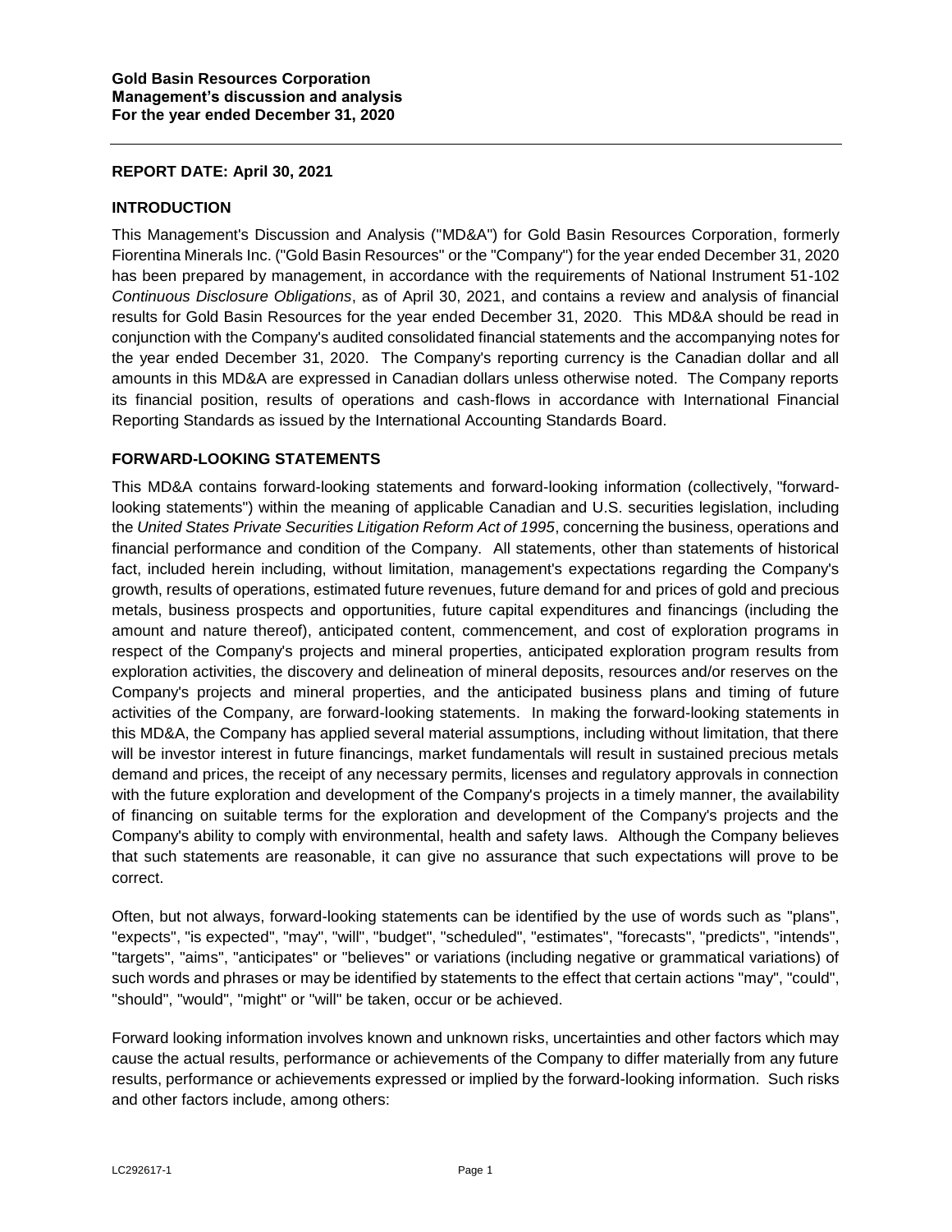**Gold Basin Resources Corporation**
**Management's discussion and analysis**
**For the year ended December 31, 2020**

**REPORT DATE: April 30, 2021**

## INTRODUCTION

This Management's Discussion and Analysis ("MD&A") for Gold Basin Resources Corporation, formerly Fiorentina Minerals Inc. ("Gold Basin Resources" or the "Company") for the year ended December 31, 2020 has been prepared by management, in accordance with the requirements of National Instrument 51-102 *Continuous Disclosure Obligations*, as of April 30, 2021, and contains a review and analysis of financial results for Gold Basin Resources for the year ended December 31, 2020. This MD&A should be read in conjunction with the Company's audited consolidated financial statements and the accompanying notes for the year ended December 31, 2020. The Company's reporting currency is the Canadian dollar and all amounts in this MD&A are expressed in Canadian dollars unless otherwise noted. The Company reports its financial position, results of operations and cash-flows in accordance with International Financial Reporting Standards as issued by the International Accounting Standards Board.

## FORWARD-LOOKING STATEMENTS

This MD&A contains forward-looking statements and forward-looking information (collectively, "forward-looking statements") within the meaning of applicable Canadian and U.S. securities legislation, including the *United States Private Securities Litigation Reform Act of 1995*, concerning the business, operations and financial performance and condition of the Company. All statements, other than statements of historical fact, included herein including, without limitation, management's expectations regarding the Company's growth, results of operations, estimated future revenues, future demand for and prices of gold and precious metals, business prospects and opportunities, future capital expenditures and financings (including the amount and nature thereof), anticipated content, commencement, and cost of exploration programs in respect of the Company's projects and mineral properties, anticipated exploration program results from exploration activities, the discovery and delineation of mineral deposits, resources and/or reserves on the Company's projects and mineral properties, and the anticipated business plans and timing of future activities of the Company, are forward-looking statements. In making the forward-looking statements in this MD&A, the Company has applied several material assumptions, including without limitation, that there will be investor interest in future financings, market fundamentals will result in sustained precious metals demand and prices, the receipt of any necessary permits, licenses and regulatory approvals in connection with the future exploration and development of the Company's projects in a timely manner, the availability of financing on suitable terms for the exploration and development of the Company's projects and the Company's ability to comply with environmental, health and safety laws. Although the Company believes that such statements are reasonable, it can give no assurance that such expectations will prove to be correct.

Often, but not always, forward-looking statements can be identified by the use of words such as "plans", "expects", "is expected", "may", "will", "budget", "scheduled", "estimates", "forecasts", "predicts", "intends", "targets", "aims", "anticipates" or "believes" or variations (including negative or grammatical variations) of such words and phrases or may be identified by statements to the effect that certain actions "may", "could", "should", "would", "might" or "will" be taken, occur or be achieved.

Forward looking information involves known and unknown risks, uncertainties and other factors which may cause the actual results, performance or achievements of the Company to differ materially from any future results, performance or achievements expressed or implied by the forward-looking information. Such risks and other factors include, among others: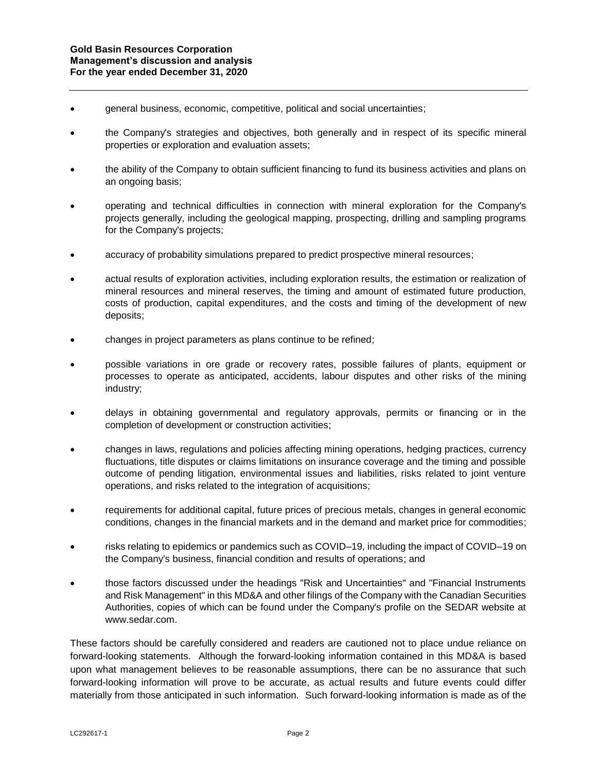- general business, economic, competitive, political and social uncertainties;
- the Company's strategies and objectives, both generally and in respect of its specific mineral properties or exploration and evaluation assets;
- the ability of the Company to obtain sufficient financing to fund its business activities and plans on an ongoing basis;
- operating and technical difficulties in connection with mineral exploration for the Company's projects generally, including the geological mapping, prospecting, drilling and sampling programs for the Company's projects;
- accuracy of probability simulations prepared to predict prospective mineral resources;
- actual results of exploration activities, including exploration results, the estimation or realization of mineral resources and mineral reserves, the timing and amount of estimated future production, costs of production, capital expenditures, and the costs and timing of the development of new deposits;
- changes in project parameters as plans continue to be refined;
- possible variations in ore grade or recovery rates, possible failures of plants, equipment or processes to operate as anticipated, accidents, labour disputes and other risks of the mining industry;
- delays in obtaining governmental and regulatory approvals, permits or financing or in the completion of development or construction activities;
- changes in laws, regulations and policies affecting mining operations, hedging practices, currency fluctuations, title disputes or claims limitations on insurance coverage and the timing and possible outcome of pending litigation, environmental issues and liabilities, risks related to joint venture operations, and risks related to the integration of acquisitions;
- requirements for additional capital, future prices of precious metals, changes in general economic conditions, changes in the financial markets and in the demand and market price for commodities;
- risks relating to epidemics or pandemics such as COVID–19, including the impact of COVID–19 on the Company's business, financial condition and results of operations; and
- those factors discussed under the headings "Risk and Uncertainties" and "Financial Instruments and Risk Management" in this MD&A and other filings of the Company with the Canadian Securities Authorities, copies of which can be found under the Company's profile on the SEDAR website at www.sedar.com.

These factors should be carefully considered and readers are cautioned not to place undue reliance on forward-looking statements. Although the forward-looking information contained in this MD&A is based upon what management believes to be reasonable assumptions, there can be no assurance that such forward-looking information will prove to be accurate, as actual results and future events could differ materially from those anticipated in such information. Such forward-looking information is made as of the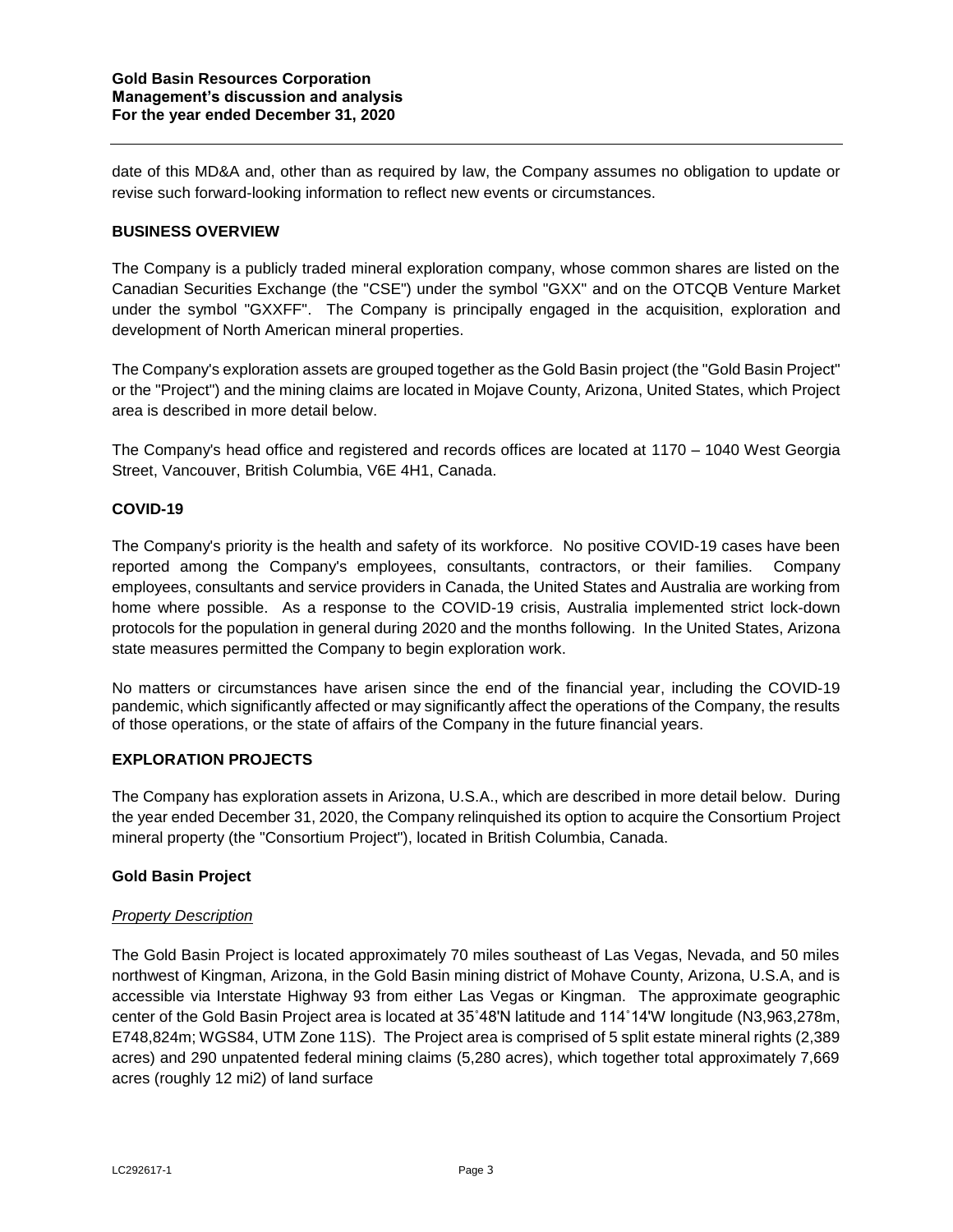date of this MD&A and, other than as required by law, the Company assumes no obligation to update or revise such forward-looking information to reflect new events or circumstances.

## BUSINESS OVERVIEW

The Company is a publicly traded mineral exploration company, whose common shares are listed on the Canadian Securities Exchange (the "CSE") under the symbol "GXX" and on the OTCQB Venture Market under the symbol "GXXFF". The Company is principally engaged in the acquisition, exploration and development of North American mineral properties.

The Company's exploration assets are grouped together as the Gold Basin project (the "Gold Basin Project" or the "Project") and the mining claims are located in Mojave County, Arizona, United States, which Project area is described in more detail below.

The Company's head office and registered and records offices are located at 1170 – 1040 West Georgia Street, Vancouver, British Columbia, V6E 4H1, Canada.

## COVID-19

The Company's priority is the health and safety of its workforce. No positive COVID-19 cases have been reported among the Company's employees, consultants, contractors, or their families. Company employees, consultants and service providers in Canada, the United States and Australia are working from home where possible. As a response to the COVID-19 crisis, Australia implemented strict lock-down protocols for the population in general during 2020 and the months following. In the United States, Arizona state measures permitted the Company to begin exploration work.

No matters or circumstances have arisen since the end of the financial year, including the COVID-19 pandemic, which significantly affected or may significantly affect the operations of the Company, the results of those operations, or the state of affairs of the Company in the future financial years.

## EXPLORATION PROJECTS

The Company has exploration assets in Arizona, U.S.A., which are described in more detail below. During the year ended December 31, 2020, the Company relinquished its option to acquire the Consortium Project mineral property (the "Consortium Project"), located in British Columbia, Canada.

### Gold Basin Project

*Property Description*

The Gold Basin Project is located approximately 70 miles southeast of Las Vegas, Nevada, and 50 miles northwest of Kingman, Arizona, in the Gold Basin mining district of Mohave County, Arizona, U.S.A, and is accessible via Interstate Highway 93 from either Las Vegas or Kingman. The approximate geographic center of the Gold Basin Project area is located at 35˚48'N latitude and 114˚14'W longitude (N3,963,278m, E748,824m; WGS84, UTM Zone 11S). The Project area is comprised of 5 split estate mineral rights (2,389 acres) and 290 unpatented federal mining claims (5,280 acres), which together total approximately 7,669 acres (roughly 12 mi2) of land surface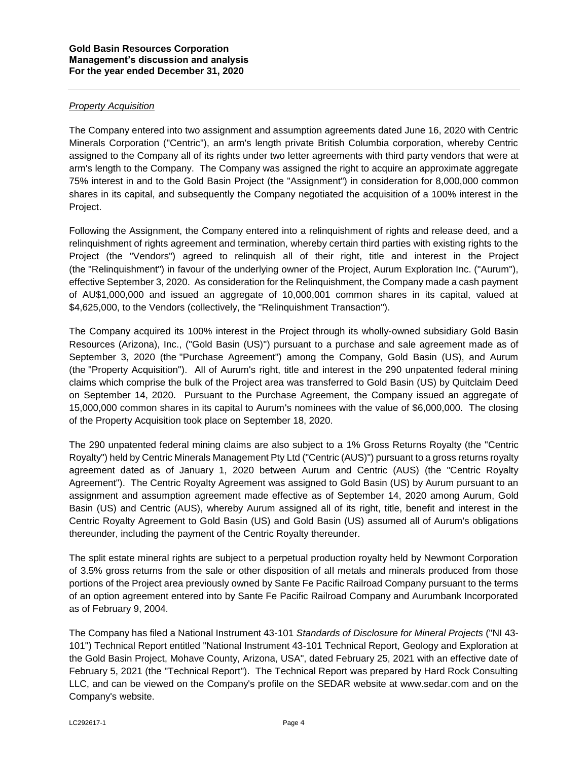*Property Acquisition*

The Company entered into two assignment and assumption agreements dated June 16, 2020 with Centric Minerals Corporation ("Centric"), an arm's length private British Columbia corporation, whereby Centric assigned to the Company all of its rights under two letter agreements with third party vendors that were at arm's length to the Company. The Company was assigned the right to acquire an approximate aggregate 75% interest in and to the Gold Basin Project (the "Assignment") in consideration for 8,000,000 common shares in its capital, and subsequently the Company negotiated the acquisition of a 100% interest in the Project.

Following the Assignment, the Company entered into a relinquishment of rights and release deed, and a relinquishment of rights agreement and termination, whereby certain third parties with existing rights to the Project (the "Vendors") agreed to relinquish all of their right, title and interest in the Project (the "Relinquishment") in favour of the underlying owner of the Project, Aurum Exploration Inc. ("Aurum"), effective September 3, 2020. As consideration for the Relinquishment, the Company made a cash payment of AU$1,000,000 and issued an aggregate of 10,000,001 common shares in its capital, valued at $4,625,000, to the Vendors (collectively, the "Relinquishment Transaction").

The Company acquired its 100% interest in the Project through its wholly-owned subsidiary Gold Basin Resources (Arizona), Inc., ("Gold Basin (US)") pursuant to a purchase and sale agreement made as of September 3, 2020 (the "Purchase Agreement") among the Company, Gold Basin (US), and Aurum (the "Property Acquisition"). All of Aurum's right, title and interest in the 290 unpatented federal mining claims which comprise the bulk of the Project area was transferred to Gold Basin (US) by Quitclaim Deed on September 14, 2020. Pursuant to the Purchase Agreement, the Company issued an aggregate of 15,000,000 common shares in its capital to Aurum's nominees with the value of $6,000,000. The closing of the Property Acquisition took place on September 18, 2020.

The 290 unpatented federal mining claims are also subject to a 1% Gross Returns Royalty (the "Centric Royalty") held by Centric Minerals Management Pty Ltd ("Centric (AUS)") pursuant to a gross returns royalty agreement dated as of January 1, 2020 between Aurum and Centric (AUS) (the "Centric Royalty Agreement"). The Centric Royalty Agreement was assigned to Gold Basin (US) by Aurum pursuant to an assignment and assumption agreement made effective as of September 14, 2020 among Aurum, Gold Basin (US) and Centric (AUS), whereby Aurum assigned all of its right, title, benefit and interest in the Centric Royalty Agreement to Gold Basin (US) and Gold Basin (US) assumed all of Aurum's obligations thereunder, including the payment of the Centric Royalty thereunder.

The split estate mineral rights are subject to a perpetual production royalty held by Newmont Corporation of 3.5% gross returns from the sale or other disposition of all metals and minerals produced from those portions of the Project area previously owned by Sante Fe Pacific Railroad Company pursuant to the terms of an option agreement entered into by Sante Fe Pacific Railroad Company and Aurumbank Incorporated as of February 9, 2004.

The Company has filed a National Instrument 43-101 *Standards of Disclosure for Mineral Projects* ("NI 43-101") Technical Report entitled "National Instrument 43-101 Technical Report, Geology and Exploration at the Gold Basin Project, Mohave County, Arizona, USA", dated February 25, 2021 with an effective date of February 5, 2021 (the "Technical Report"). The Technical Report was prepared by Hard Rock Consulting LLC, and can be viewed on the Company's profile on the SEDAR website at www.sedar.com and on the Company's website.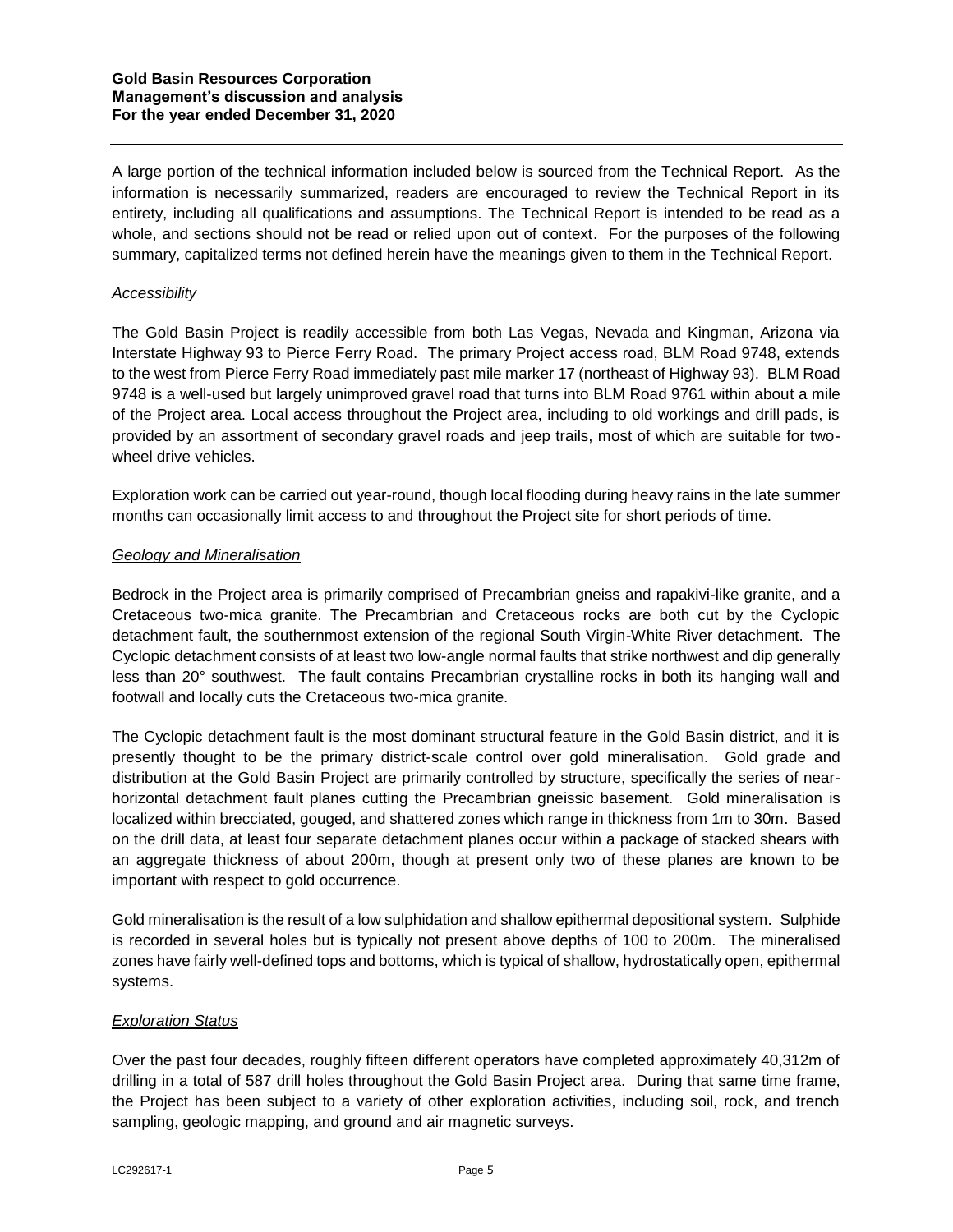A large portion of the technical information included below is sourced from the Technical Report. As the information is necessarily summarized, readers are encouraged to review the Technical Report in its entirety, including all qualifications and assumptions. The Technical Report is intended to be read as a whole, and sections should not be read or relied upon out of context. For the purposes of the following summary, capitalized terms not defined herein have the meanings given to them in the Technical Report.

*Accessibility*

The Gold Basin Project is readily accessible from both Las Vegas, Nevada and Kingman, Arizona via Interstate Highway 93 to Pierce Ferry Road. The primary Project access road, BLM Road 9748, extends to the west from Pierce Ferry Road immediately past mile marker 17 (northeast of Highway 93). BLM Road 9748 is a well-used but largely unimproved gravel road that turns into BLM Road 9761 within about a mile of the Project area. Local access throughout the Project area, including to old workings and drill pads, is provided by an assortment of secondary gravel roads and jeep trails, most of which are suitable for two-wheel drive vehicles.

Exploration work can be carried out year-round, though local flooding during heavy rains in the late summer months can occasionally limit access to and throughout the Project site for short periods of time.

*Geology and Mineralisation*

Bedrock in the Project area is primarily comprised of Precambrian gneiss and rapakivi-like granite, and a Cretaceous two-mica granite. The Precambrian and Cretaceous rocks are both cut by the Cyclopic detachment fault, the southernmost extension of the regional South Virgin-White River detachment. The Cyclopic detachment consists of at least two low-angle normal faults that strike northwest and dip generally less than 20° southwest. The fault contains Precambrian crystalline rocks in both its hanging wall and footwall and locally cuts the Cretaceous two-mica granite.

The Cyclopic detachment fault is the most dominant structural feature in the Gold Basin district, and it is presently thought to be the primary district-scale control over gold mineralisation. Gold grade and distribution at the Gold Basin Project are primarily controlled by structure, specifically the series of near-horizontal detachment fault planes cutting the Precambrian gneissic basement. Gold mineralisation is localized within brecciated, gouged, and shattered zones which range in thickness from 1m to 30m. Based on the drill data, at least four separate detachment planes occur within a package of stacked shears with an aggregate thickness of about 200m, though at present only two of these planes are known to be important with respect to gold occurrence.

Gold mineralisation is the result of a low sulphidation and shallow epithermal depositional system. Sulphide is recorded in several holes but is typically not present above depths of 100 to 200m. The mineralised zones have fairly well-defined tops and bottoms, which is typical of shallow, hydrostatically open, epithermal systems.

*Exploration Status*

Over the past four decades, roughly fifteen different operators have completed approximately 40,312m of drilling in a total of 587 drill holes throughout the Gold Basin Project area. During that same time frame, the Project has been subject to a variety of other exploration activities, including soil, rock, and trench sampling, geologic mapping, and ground and air magnetic surveys.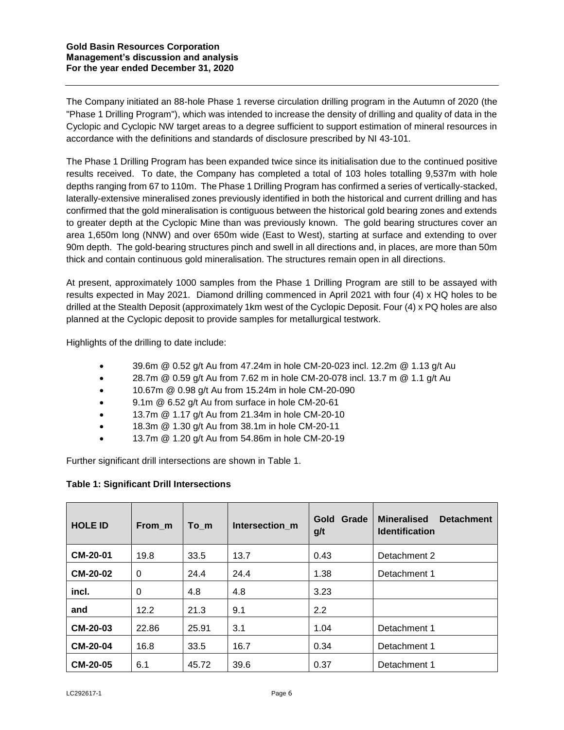The Company initiated an 88-hole Phase 1 reverse circulation drilling program in the Autumn of 2020 (the "Phase 1 Drilling Program"), which was intended to increase the density of drilling and quality of data in the Cyclopic and Cyclopic NW target areas to a degree sufficient to support estimation of mineral resources in accordance with the definitions and standards of disclosure prescribed by NI 43-101.

The Phase 1 Drilling Program has been expanded twice since its initialisation due to the continued positive results received. To date, the Company has completed a total of 103 holes totalling 9,537m with hole depths ranging from 67 to 110m. The Phase 1 Drilling Program has confirmed a series of vertically-stacked, laterally-extensive mineralised zones previously identified in both the historical and current drilling and has confirmed that the gold mineralisation is contiguous between the historical gold bearing zones and extends to greater depth at the Cyclopic Mine than was previously known. The gold bearing structures cover an area 1,650m long (NNW) and over 650m wide (East to West), starting at surface and extending to over 90m depth. The gold-bearing structures pinch and swell in all directions and, in places, are more than 50m thick and contain continuous gold mineralisation. The structures remain open in all directions.

At present, approximately 1000 samples from the Phase 1 Drilling Program are still to be assayed with results expected in May 2021. Diamond drilling commenced in April 2021 with four (4) x HQ holes to be drilled at the Stealth Deposit (approximately 1km west of the Cyclopic Deposit. Four (4) x PQ holes are also planned at the Cyclopic deposit to provide samples for metallurgical testwork.

Highlights of the drilling to date include:

- 39.6m @ 0.52 g/t Au from 47.24m in hole CM-20-023 incl. 12.2m @ 1.13 g/t Au
- 28.7m @ 0.59 g/t Au from 7.62 m in hole CM-20-078 incl. 13.7 m @ 1.1 g/t Au
- 10.67m @ 0.98 g/t Au from 15.24m in hole CM-20-090
- 9.1m @ 6.52 g/t Au from surface in hole CM-20-61
- 13.7m @ 1.17 g/t Au from 21.34m in hole CM-20-10
- 18.3m @ 1.30 g/t Au from 38.1m in hole CM-20-11
- 13.7m @ 1.20 g/t Au from 54.86m in hole CM-20-19

Further significant drill intersections are shown in Table 1.

**Table 1: Significant Drill Intersections**

| HOLE ID | From_m | To_m | Intersection_m | Gold Grade g/t | Mineralised Detachment Identification |
|---|---|---|---|---|---|
| **CM-20-01** | 19.8 | 33.5 | 13.7 | 0.43 | Detachment 2 |
| **CM-20-02** | 0 | 24.4 | 24.4 | 1.38 | Detachment 1 |
| **incl.** | 0 | 4.8 | 4.8 | 3.23 | |
| **and** | 12.2 | 21.3 | 9.1 | 2.2 | |
| **CM-20-03** | 22.86 | 25.91 | 3.1 | 1.04 | Detachment 1 |
| **CM-20-04** | 16.8 | 33.5 | 16.7 | 0.34 | Detachment 1 |
| **CM-20-05** | 6.1 | 45.72 | 39.6 | 0.37 | Detachment 1 |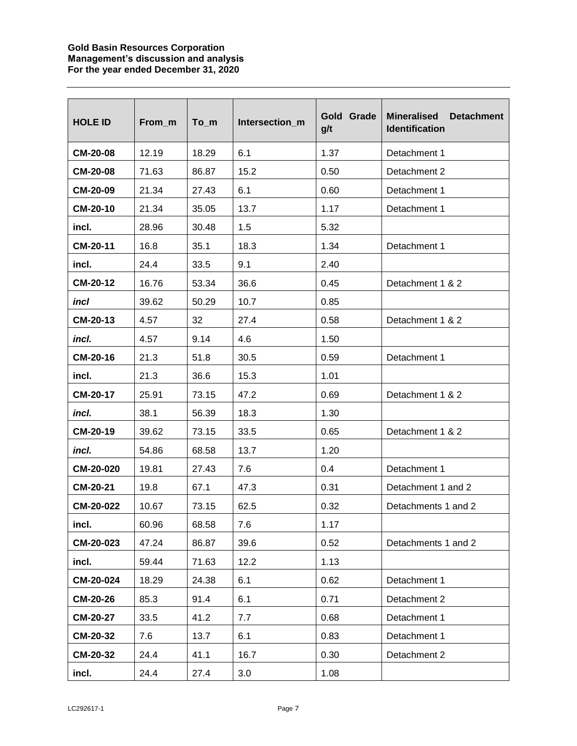| HOLE ID | From_m | To_m | Intersection_m | Gold Grade g/t | Mineralised Detachment Identification |
|---|---|---|---|---|---|
| **CM-20-08** | 12.19 | 18.29 | 6.1 | 1.37 | Detachment 1 |
| **CM-20-08** | 71.63 | 86.87 | 15.2 | 0.50 | Detachment 2 |
| **CM-20-09** | 21.34 | 27.43 | 6.1 | 0.60 | Detachment 1 |
| **CM-20-10** | 21.34 | 35.05 | 13.7 | 1.17 | Detachment 1 |
| **incl.** | 28.96 | 30.48 | 1.5 | 5.32 | |
| **CM-20-11** | 16.8 | 35.1 | 18.3 | 1.34 | Detachment 1 |
| **incl.** | 24.4 | 33.5 | 9.1 | 2.40 | |
| **CM-20-12** | 16.76 | 53.34 | 36.6 | 0.45 | Detachment 1 & 2 |
| ***incl*** | 39.62 | 50.29 | 10.7 | 0.85 | |
| **CM-20-13** | 4.57 | 32 | 27.4 | 0.58 | Detachment 1 & 2 |
| ***incl.*** | 4.57 | 9.14 | 4.6 | 1.50 | |
| **CM-20-16** | 21.3 | 51.8 | 30.5 | 0.59 | Detachment 1 |
| **incl.** | 21.3 | 36.6 | 15.3 | 1.01 | |
| **CM-20-17** | 25.91 | 73.15 | 47.2 | 0.69 | Detachment 1 & 2 |
| ***incl.*** | 38.1 | 56.39 | 18.3 | 1.30 | |
| **CM-20-19** | 39.62 | 73.15 | 33.5 | 0.65 | Detachment 1 & 2 |
| ***incl.*** | 54.86 | 68.58 | 13.7 | 1.20 | |
| **CM-20-020** | 19.81 | 27.43 | 7.6 | 0.4 | Detachment 1 |
| **CM-20-21** | 19.8 | 67.1 | 47.3 | 0.31 | Detachment 1 and 2 |
| **CM-20-022** | 10.67 | 73.15 | 62.5 | 0.32 | Detachments 1 and 2 |
| **incl.** | 60.96 | 68.58 | 7.6 | 1.17 | |
| **CM-20-023** | 47.24 | 86.87 | 39.6 | 0.52 | Detachments 1 and 2 |
| **incl.** | 59.44 | 71.63 | 12.2 | 1.13 | |
| **CM-20-024** | 18.29 | 24.38 | 6.1 | 0.62 | Detachment 1 |
| **CM-20-26** | 85.3 | 91.4 | 6.1 | 0.71 | Detachment 2 |
| **CM-20-27** | 33.5 | 41.2 | 7.7 | 0.68 | Detachment 1 |
| **CM-20-32** | 7.6 | 13.7 | 6.1 | 0.83 | Detachment 1 |
| **CM-20-32** | 24.4 | 41.1 | 16.7 | 0.30 | Detachment 2 |
| **incl.** | 24.4 | 27.4 | 3.0 | 1.08 | |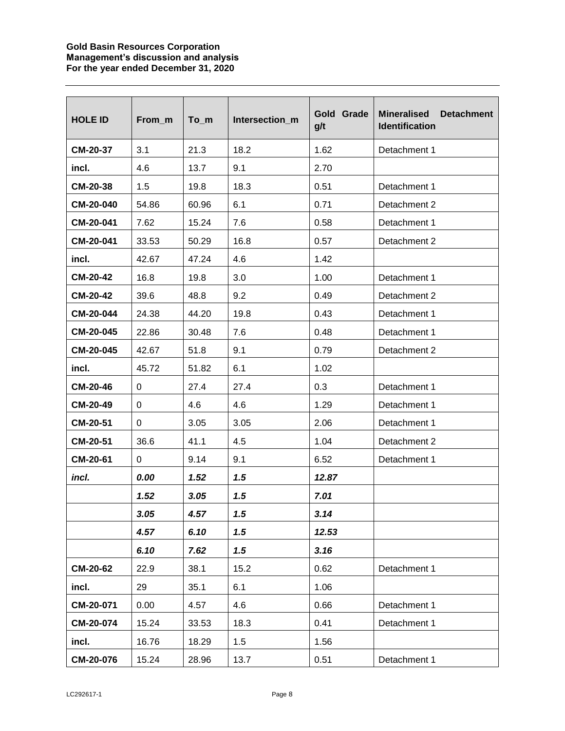| HOLE ID | From_m | To_m | Intersection_m | Gold Grade g/t | Mineralised Detachment Identification |
|---|---|---|---|---|---|
| **CM-20-37** | 3.1 | 21.3 | 18.2 | 1.62 | Detachment 1 |
| **incl.** | 4.6 | 13.7 | 9.1 | 2.70 | |
| **CM-20-38** | 1.5 | 19.8 | 18.3 | 0.51 | Detachment 1 |
| **CM-20-040** | 54.86 | 60.96 | 6.1 | 0.71 | Detachment 2 |
| **CM-20-041** | 7.62 | 15.24 | 7.6 | 0.58 | Detachment 1 |
| **CM-20-041** | 33.53 | 50.29 | 16.8 | 0.57 | Detachment 2 |
| **incl.** | 42.67 | 47.24 | 4.6 | 1.42 | |
| **CM-20-42** | 16.8 | 19.8 | 3.0 | 1.00 | Detachment 1 |
| **CM-20-42** | 39.6 | 48.8 | 9.2 | 0.49 | Detachment 2 |
| **CM-20-044** | 24.38 | 44.20 | 19.8 | 0.43 | Detachment 1 |
| **CM-20-045** | 22.86 | 30.48 | 7.6 | 0.48 | Detachment 1 |
| **CM-20-045** | 42.67 | 51.8 | 9.1 | 0.79 | Detachment 2 |
| **incl.** | 45.72 | 51.82 | 6.1 | 1.02 | |
| **CM-20-46** | 0 | 27.4 | 27.4 | 0.3 | Detachment 1 |
| **CM-20-49** | 0 | 4.6 | 4.6 | 1.29 | Detachment 1 |
| **CM-20-51** | 0 | 3.05 | 3.05 | 2.06 | Detachment 1 |
| **CM-20-51** | 36.6 | 41.1 | 4.5 | 1.04 | Detachment 2 |
| **CM-20-61** | 0 | 9.14 | 9.1 | 6.52 | Detachment 1 |
| ***incl.*** | ***0.00*** | ***1.52*** | ***1.5*** | ***12.87*** | |
| | ***1.52*** | ***3.05*** | ***1.5*** | ***7.01*** | |
| | ***3.05*** | ***4.57*** | ***1.5*** | ***3.14*** | |
| | ***4.57*** | ***6.10*** | ***1.5*** | ***12.53*** | |
| | ***6.10*** | ***7.62*** | ***1.5*** | ***3.16*** | |
| **CM-20-62** | 22.9 | 38.1 | 15.2 | 0.62 | Detachment 1 |
| **incl.** | 29 | 35.1 | 6.1 | 1.06 | |
| **CM-20-071** | 0.00 | 4.57 | 4.6 | 0.66 | Detachment 1 |
| **CM-20-074** | 15.24 | 33.53 | 18.3 | 0.41 | Detachment 1 |
| **incl.** | 16.76 | 18.29 | 1.5 | 1.56 | |
| **CM-20-076** | 15.24 | 28.96 | 13.7 | 0.51 | Detachment 1 |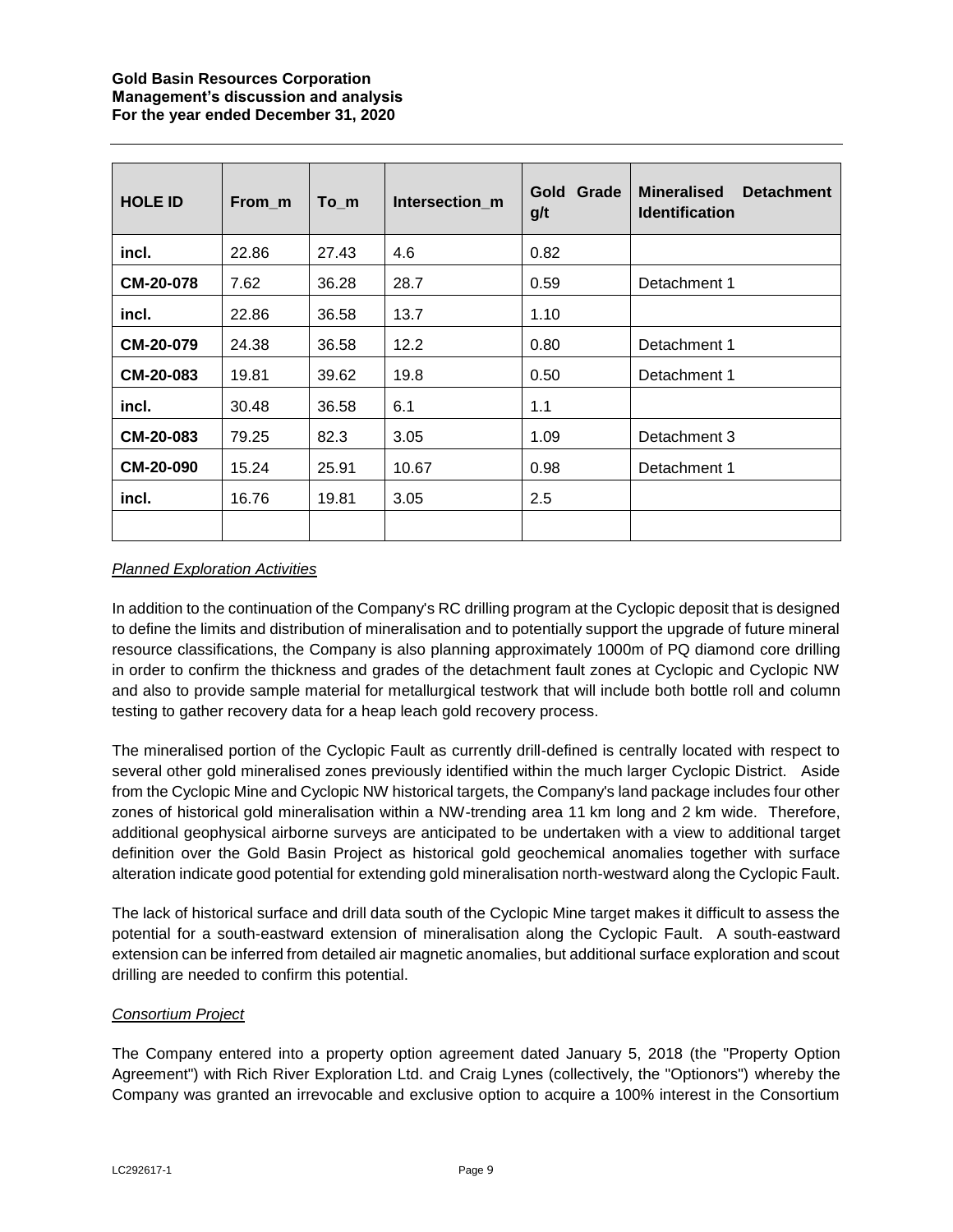| HOLE ID | From_m | To_m | Intersection_m | Gold Grade g/t | Mineralised Detachment Identification |
|---|---|---|---|---|---|
| incl. | 22.86 | 27.43 | 4.6 | 0.82 | |
| CM-20-078 | 7.62 | 36.28 | 28.7 | 0.59 | Detachment 1 |
| incl. | 22.86 | 36.58 | 13.7 | 1.10 | |
| CM-20-079 | 24.38 | 36.58 | 12.2 | 0.80 | Detachment 1 |
| CM-20-083 | 19.81 | 39.62 | 19.8 | 0.50 | Detachment 1 |
| incl. | 30.48 | 36.58 | 6.1 | 1.1 | |
| CM-20-083 | 79.25 | 82.3 | 3.05 | 1.09 | Detachment 3 |
| CM-20-090 | 15.24 | 25.91 | 10.67 | 0.98 | Detachment 1 |
| incl. | 16.76 | 19.81 | 3.05 | 2.5 | |
| | | | | | |

*Planned Exploration Activities*

In addition to the continuation of the Company's RC drilling program at the Cyclopic deposit that is designed to define the limits and distribution of mineralisation and to potentially support the upgrade of future mineral resource classifications, the Company is also planning approximately 1000m of PQ diamond core drilling in order to confirm the thickness and grades of the detachment fault zones at Cyclopic and Cyclopic NW and also to provide sample material for metallurgical testwork that will include both bottle roll and column testing to gather recovery data for a heap leach gold recovery process.

The mineralised portion of the Cyclopic Fault as currently drill-defined is centrally located with respect to several other gold mineralised zones previously identified within the much larger Cyclopic District. Aside from the Cyclopic Mine and Cyclopic NW historical targets, the Company's land package includes four other zones of historical gold mineralisation within a NW-trending area 11 km long and 2 km wide. Therefore, additional geophysical airborne surveys are anticipated to be undertaken with a view to additional target definition over the Gold Basin Project as historical gold geochemical anomalies together with surface alteration indicate good potential for extending gold mineralisation north-westward along the Cyclopic Fault.

The lack of historical surface and drill data south of the Cyclopic Mine target makes it difficult to assess the potential for a south-eastward extension of mineralisation along the Cyclopic Fault. A south-eastward extension can be inferred from detailed air magnetic anomalies, but additional surface exploration and scout drilling are needed to confirm this potential.

*Consortium Project*

The Company entered into a property option agreement dated January 5, 2018 (the "Property Option Agreement") with Rich River Exploration Ltd. and Craig Lynes (collectively, the "Optionors") whereby the Company was granted an irrevocable and exclusive option to acquire a 100% interest in the Consortium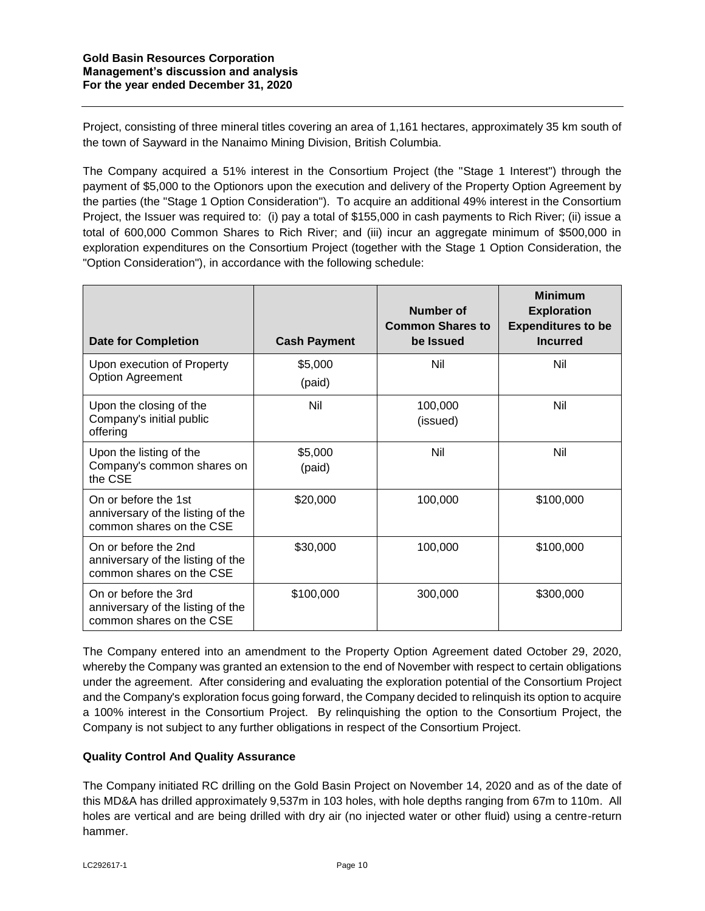Project, consisting of three mineral titles covering an area of 1,161 hectares, approximately 35 km south of the town of Sayward in the Nanaimo Mining Division, British Columbia.

The Company acquired a 51% interest in the Consortium Project (the "Stage 1 Interest") through the payment of $5,000 to the Optionors upon the execution and delivery of the Property Option Agreement by the parties (the "Stage 1 Option Consideration"). To acquire an additional 49% interest in the Consortium Project, the Issuer was required to: (i) pay a total of $155,000 in cash payments to Rich River; (ii) issue a total of 600,000 Common Shares to Rich River; and (iii) incur an aggregate minimum of $500,000 in exploration expenditures on the Consortium Project (together with the Stage 1 Option Consideration, the "Option Consideration"), in accordance with the following schedule:

| Date for Completion | Cash Payment | Number of Common Shares to be Issued | Minimum Exploration Expenditures to be Incurred |
|---|---|---|---|
| Upon execution of Property Option Agreement | $5,000 (paid) | Nil | Nil |
| Upon the closing of the Company's initial public offering | Nil | 100,000 (issued) | Nil |
| Upon the listing of the Company's common shares on the CSE | $5,000 (paid) | Nil | Nil |
| On or before the 1st anniversary of the listing of the common shares on the CSE | $20,000 | 100,000 | $100,000 |
| On or before the 2nd anniversary of the listing of the common shares on the CSE | $30,000 | 100,000 | $100,000 |
| On or before the 3rd anniversary of the listing of the common shares on the CSE | $100,000 | 300,000 | $300,000 |

The Company entered into an amendment to the Property Option Agreement dated October 29, 2020, whereby the Company was granted an extension to the end of November with respect to certain obligations under the agreement. After considering and evaluating the exploration potential of the Consortium Project and the Company's exploration focus going forward, the Company decided to relinquish its option to acquire a 100% interest in the Consortium Project. By relinquishing the option to the Consortium Project, the Company is not subject to any further obligations in respect of the Consortium Project.

**Quality Control And Quality Assurance**

The Company initiated RC drilling on the Gold Basin Project on November 14, 2020 and as of the date of this MD&A has drilled approximately 9,537m in 103 holes, with hole depths ranging from 67m to 110m. All holes are vertical and are being drilled with dry air (no injected water or other fluid) using a centre-return hammer.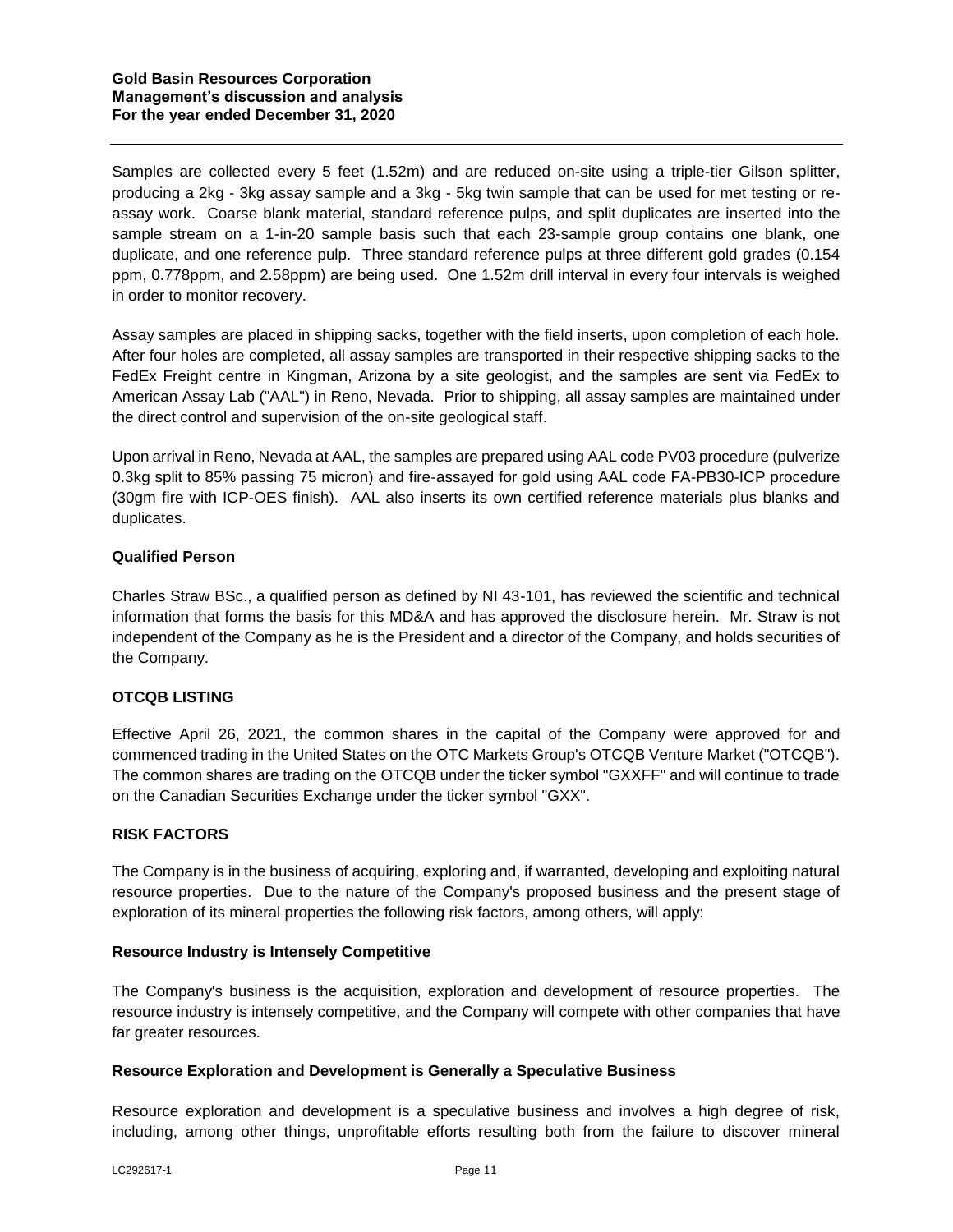Samples are collected every 5 feet (1.52m) and are reduced on-site using a triple-tier Gilson splitter, producing a 2kg - 3kg assay sample and a 3kg - 5kg twin sample that can be used for met testing or re-assay work. Coarse blank material, standard reference pulps, and split duplicates are inserted into the sample stream on a 1-in-20 sample basis such that each 23-sample group contains one blank, one duplicate, and one reference pulp. Three standard reference pulps at three different gold grades (0.154 ppm, 0.778ppm, and 2.58ppm) are being used. One 1.52m drill interval in every four intervals is weighed in order to monitor recovery.

Assay samples are placed in shipping sacks, together with the field inserts, upon completion of each hole. After four holes are completed, all assay samples are transported in their respective shipping sacks to the FedEx Freight centre in Kingman, Arizona by a site geologist, and the samples are sent via FedEx to American Assay Lab ("AAL") in Reno, Nevada. Prior to shipping, all assay samples are maintained under the direct control and supervision of the on-site geological staff.

Upon arrival in Reno, Nevada at AAL, the samples are prepared using AAL code PV03 procedure (pulverize 0.3kg split to 85% passing 75 micron) and fire-assayed for gold using AAL code FA-PB30-ICP procedure (30gm fire with ICP-OES finish). AAL also inserts its own certified reference materials plus blanks and duplicates.

### Qualified Person

Charles Straw BSc., a qualified person as defined by NI 43-101, has reviewed the scientific and technical information that forms the basis for this MD&A and has approved the disclosure herein. Mr. Straw is not independent of the Company as he is the President and a director of the Company, and holds securities of the Company.

## OTCQB LISTING

Effective April 26, 2021, the common shares in the capital of the Company were approved for and commenced trading in the United States on the OTC Markets Group's OTCQB Venture Market ("OTCQB"). The common shares are trading on the OTCQB under the ticker symbol "GXXFF" and will continue to trade on the Canadian Securities Exchange under the ticker symbol "GXX".

## RISK FACTORS

The Company is in the business of acquiring, exploring and, if warranted, developing and exploiting natural resource properties. Due to the nature of the Company's proposed business and the present stage of exploration of its mineral properties the following risk factors, among others, will apply:

### Resource Industry is Intensely Competitive

The Company's business is the acquisition, exploration and development of resource properties. The resource industry is intensely competitive, and the Company will compete with other companies that have far greater resources.

### Resource Exploration and Development is Generally a Speculative Business

Resource exploration and development is a speculative business and involves a high degree of risk, including, among other things, unprofitable efforts resulting both from the failure to discover mineral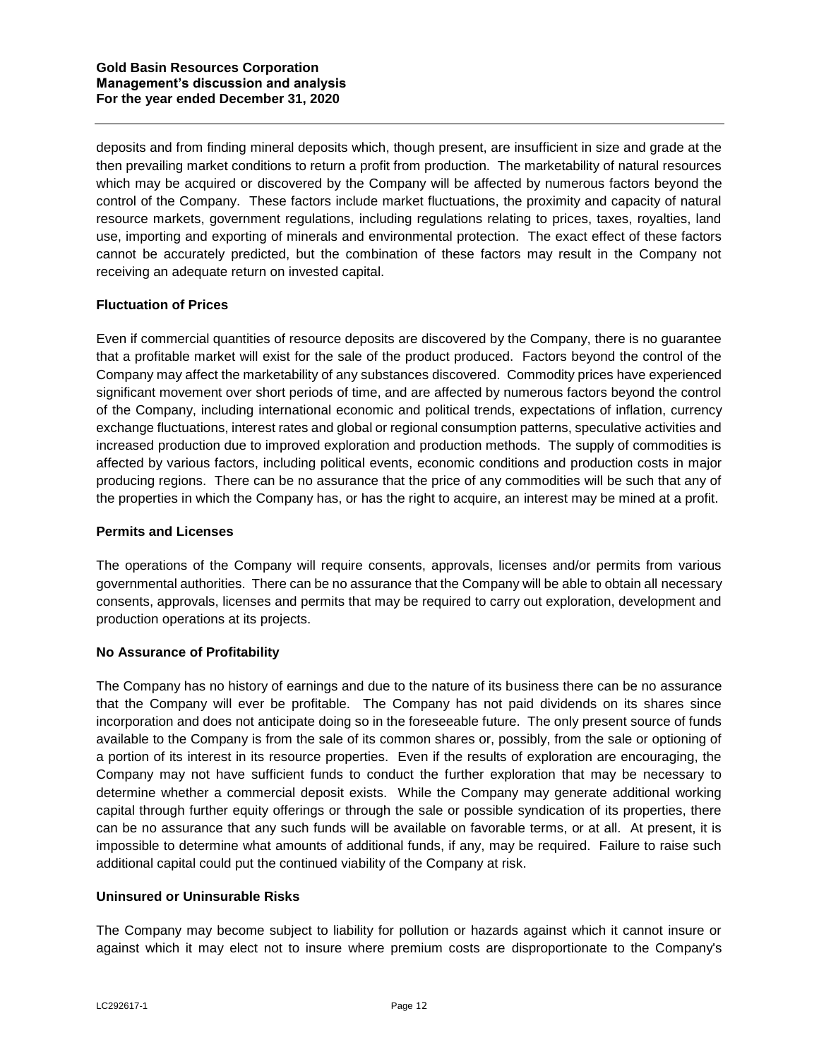deposits and from finding mineral deposits which, though present, are insufficient in size and grade at the then prevailing market conditions to return a profit from production. The marketability of natural resources which may be acquired or discovered by the Company will be affected by numerous factors beyond the control of the Company. These factors include market fluctuations, the proximity and capacity of natural resource markets, government regulations, including regulations relating to prices, taxes, royalties, land use, importing and exporting of minerals and environmental protection. The exact effect of these factors cannot be accurately predicted, but the combination of these factors may result in the Company not receiving an adequate return on invested capital.

**Fluctuation of Prices**

Even if commercial quantities of resource deposits are discovered by the Company, there is no guarantee that a profitable market will exist for the sale of the product produced. Factors beyond the control of the Company may affect the marketability of any substances discovered. Commodity prices have experienced significant movement over short periods of time, and are affected by numerous factors beyond the control of the Company, including international economic and political trends, expectations of inflation, currency exchange fluctuations, interest rates and global or regional consumption patterns, speculative activities and increased production due to improved exploration and production methods. The supply of commodities is affected by various factors, including political events, economic conditions and production costs in major producing regions. There can be no assurance that the price of any commodities will be such that any of the properties in which the Company has, or has the right to acquire, an interest may be mined at a profit.

**Permits and Licenses**

The operations of the Company will require consents, approvals, licenses and/or permits from various governmental authorities. There can be no assurance that the Company will be able to obtain all necessary consents, approvals, licenses and permits that may be required to carry out exploration, development and production operations at its projects.

**No Assurance of Profitability**

The Company has no history of earnings and due to the nature of its business there can be no assurance that the Company will ever be profitable. The Company has not paid dividends on its shares since incorporation and does not anticipate doing so in the foreseeable future. The only present source of funds available to the Company is from the sale of its common shares or, possibly, from the sale or optioning of a portion of its interest in its resource properties. Even if the results of exploration are encouraging, the Company may not have sufficient funds to conduct the further exploration that may be necessary to determine whether a commercial deposit exists. While the Company may generate additional working capital through further equity offerings or through the sale or possible syndication of its properties, there can be no assurance that any such funds will be available on favorable terms, or at all. At present, it is impossible to determine what amounts of additional funds, if any, may be required. Failure to raise such additional capital could put the continued viability of the Company at risk.

**Uninsured or Uninsurable Risks**

The Company may become subject to liability for pollution or hazards against which it cannot insure or against which it may elect not to insure where premium costs are disproportionate to the Company's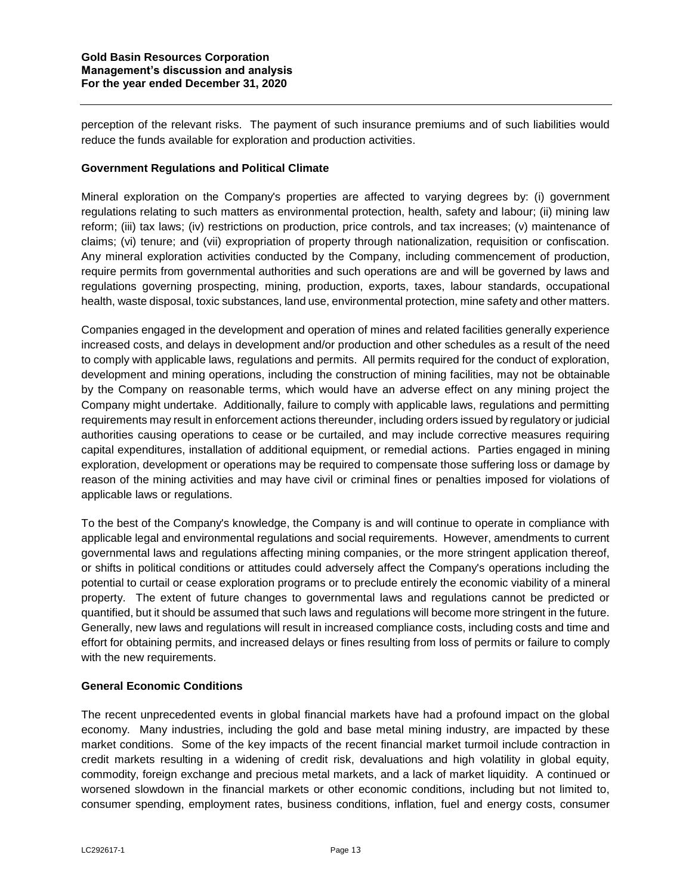perception of the relevant risks. The payment of such insurance premiums and of such liabilities would reduce the funds available for exploration and production activities.

**Government Regulations and Political Climate**

Mineral exploration on the Company's properties are affected to varying degrees by: (i) government regulations relating to such matters as environmental protection, health, safety and labour; (ii) mining law reform; (iii) tax laws; (iv) restrictions on production, price controls, and tax increases; (v) maintenance of claims; (vi) tenure; and (vii) expropriation of property through nationalization, requisition or confiscation. Any mineral exploration activities conducted by the Company, including commencement of production, require permits from governmental authorities and such operations are and will be governed by laws and regulations governing prospecting, mining, production, exports, taxes, labour standards, occupational health, waste disposal, toxic substances, land use, environmental protection, mine safety and other matters.

Companies engaged in the development and operation of mines and related facilities generally experience increased costs, and delays in development and/or production and other schedules as a result of the need to comply with applicable laws, regulations and permits. All permits required for the conduct of exploration, development and mining operations, including the construction of mining facilities, may not be obtainable by the Company on reasonable terms, which would have an adverse effect on any mining project the Company might undertake. Additionally, failure to comply with applicable laws, regulations and permitting requirements may result in enforcement actions thereunder, including orders issued by regulatory or judicial authorities causing operations to cease or be curtailed, and may include corrective measures requiring capital expenditures, installation of additional equipment, or remedial actions. Parties engaged in mining exploration, development or operations may be required to compensate those suffering loss or damage by reason of the mining activities and may have civil or criminal fines or penalties imposed for violations of applicable laws or regulations.

To the best of the Company's knowledge, the Company is and will continue to operate in compliance with applicable legal and environmental regulations and social requirements. However, amendments to current governmental laws and regulations affecting mining companies, or the more stringent application thereof, or shifts in political conditions or attitudes could adversely affect the Company's operations including the potential to curtail or cease exploration programs or to preclude entirely the economic viability of a mineral property. The extent of future changes to governmental laws and regulations cannot be predicted or quantified, but it should be assumed that such laws and regulations will become more stringent in the future. Generally, new laws and regulations will result in increased compliance costs, including costs and time and effort for obtaining permits, and increased delays or fines resulting from loss of permits or failure to comply with the new requirements.

**General Economic Conditions**

The recent unprecedented events in global financial markets have had a profound impact on the global economy. Many industries, including the gold and base metal mining industry, are impacted by these market conditions. Some of the key impacts of the recent financial market turmoil include contraction in credit markets resulting in a widening of credit risk, devaluations and high volatility in global equity, commodity, foreign exchange and precious metal markets, and a lack of market liquidity. A continued or worsened slowdown in the financial markets or other economic conditions, including but not limited to, consumer spending, employment rates, business conditions, inflation, fuel and energy costs, consumer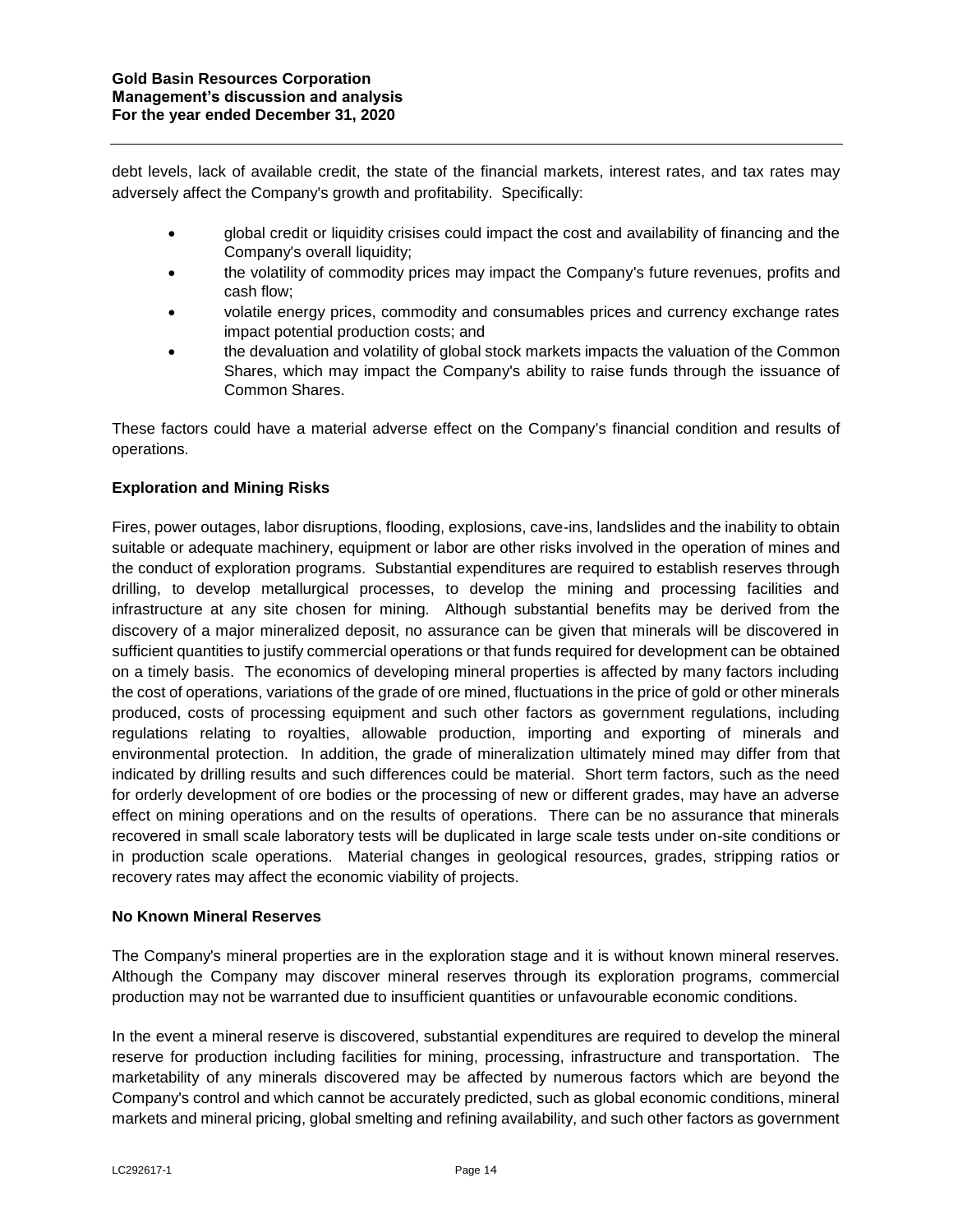debt levels, lack of available credit, the state of the financial markets, interest rates, and tax rates may adversely affect the Company's growth and profitability. Specifically:

- global credit or liquidity crisises could impact the cost and availability of financing and the Company's overall liquidity;
- the volatility of commodity prices may impact the Company's future revenues, profits and cash flow;
- volatile energy prices, commodity and consumables prices and currency exchange rates impact potential production costs; and
- the devaluation and volatility of global stock markets impacts the valuation of the Common Shares, which may impact the Company's ability to raise funds through the issuance of Common Shares.

These factors could have a material adverse effect on the Company's financial condition and results of operations.

**Exploration and Mining Risks**

Fires, power outages, labor disruptions, flooding, explosions, cave-ins, landslides and the inability to obtain suitable or adequate machinery, equipment or labor are other risks involved in the operation of mines and the conduct of exploration programs. Substantial expenditures are required to establish reserves through drilling, to develop metallurgical processes, to develop the mining and processing facilities and infrastructure at any site chosen for mining. Although substantial benefits may be derived from the discovery of a major mineralized deposit, no assurance can be given that minerals will be discovered in sufficient quantities to justify commercial operations or that funds required for development can be obtained on a timely basis. The economics of developing mineral properties is affected by many factors including the cost of operations, variations of the grade of ore mined, fluctuations in the price of gold or other minerals produced, costs of processing equipment and such other factors as government regulations, including regulations relating to royalties, allowable production, importing and exporting of minerals and environmental protection. In addition, the grade of mineralization ultimately mined may differ from that indicated by drilling results and such differences could be material. Short term factors, such as the need for orderly development of ore bodies or the processing of new or different grades, may have an adverse effect on mining operations and on the results of operations. There can be no assurance that minerals recovered in small scale laboratory tests will be duplicated in large scale tests under on-site conditions or in production scale operations. Material changes in geological resources, grades, stripping ratios or recovery rates may affect the economic viability of projects.

**No Known Mineral Reserves**

The Company's mineral properties are in the exploration stage and it is without known mineral reserves. Although the Company may discover mineral reserves through its exploration programs, commercial production may not be warranted due to insufficient quantities or unfavourable economic conditions.

In the event a mineral reserve is discovered, substantial expenditures are required to develop the mineral reserve for production including facilities for mining, processing, infrastructure and transportation. The marketability of any minerals discovered may be affected by numerous factors which are beyond the Company's control and which cannot be accurately predicted, such as global economic conditions, mineral markets and mineral pricing, global smelting and refining availability, and such other factors as government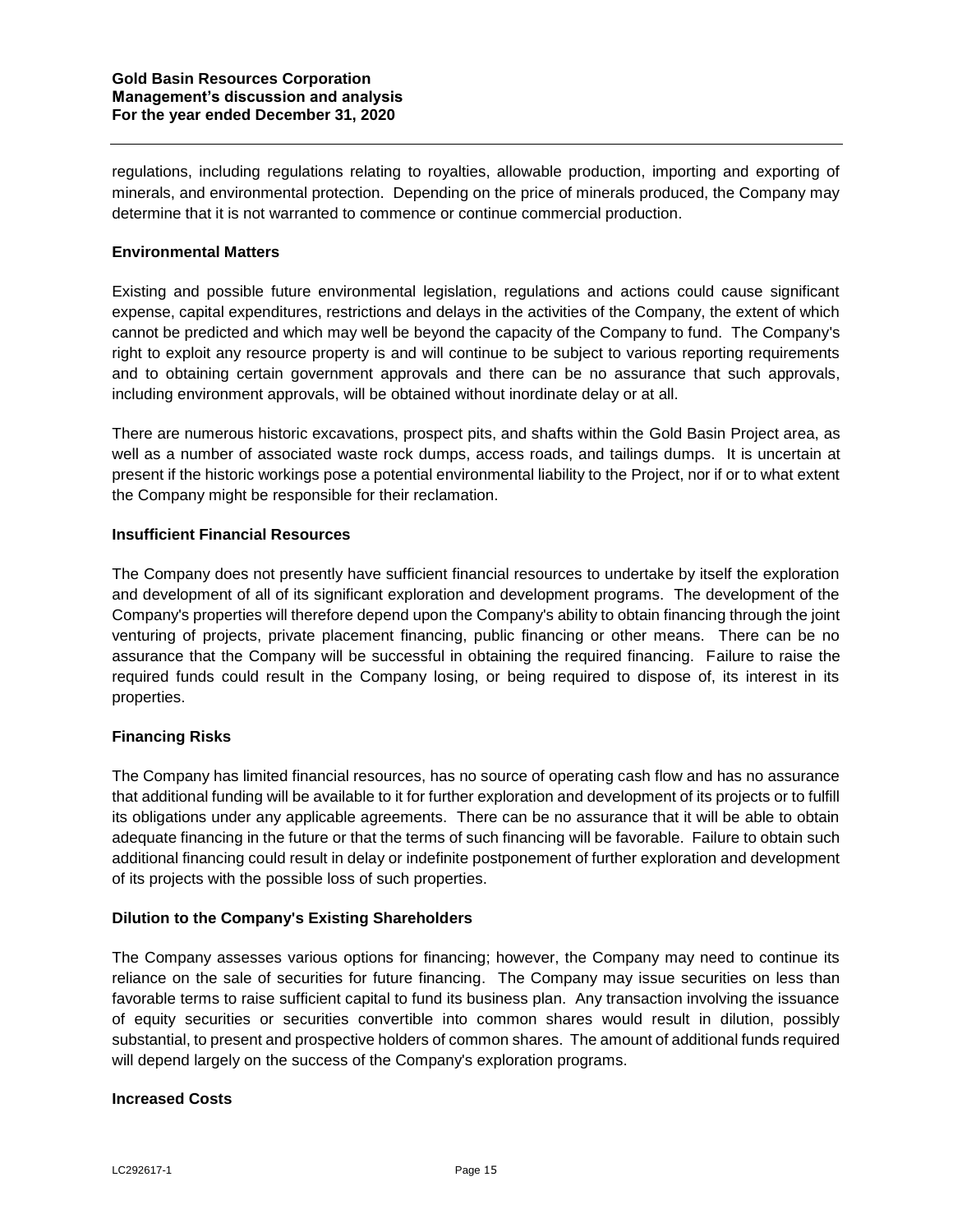regulations, including regulations relating to royalties, allowable production, importing and exporting of minerals, and environmental protection. Depending on the price of minerals produced, the Company may determine that it is not warranted to commence or continue commercial production.

### Environmental Matters

Existing and possible future environmental legislation, regulations and actions could cause significant expense, capital expenditures, restrictions and delays in the activities of the Company, the extent of which cannot be predicted and which may well be beyond the capacity of the Company to fund. The Company's right to exploit any resource property is and will continue to be subject to various reporting requirements and to obtaining certain government approvals and there can be no assurance that such approvals, including environment approvals, will be obtained without inordinate delay or at all.

There are numerous historic excavations, prospect pits, and shafts within the Gold Basin Project area, as well as a number of associated waste rock dumps, access roads, and tailings dumps. It is uncertain at present if the historic workings pose a potential environmental liability to the Project, nor if or to what extent the Company might be responsible for their reclamation.

### Insufficient Financial Resources

The Company does not presently have sufficient financial resources to undertake by itself the exploration and development of all of its significant exploration and development programs. The development of the Company's properties will therefore depend upon the Company's ability to obtain financing through the joint venturing of projects, private placement financing, public financing or other means. There can be no assurance that the Company will be successful in obtaining the required financing. Failure to raise the required funds could result in the Company losing, or being required to dispose of, its interest in its properties.

### Financing Risks

The Company has limited financial resources, has no source of operating cash flow and has no assurance that additional funding will be available to it for further exploration and development of its projects or to fulfill its obligations under any applicable agreements. There can be no assurance that it will be able to obtain adequate financing in the future or that the terms of such financing will be favorable. Failure to obtain such additional financing could result in delay or indefinite postponement of further exploration and development of its projects with the possible loss of such properties.

### Dilution to the Company's Existing Shareholders

The Company assesses various options for financing; however, the Company may need to continue its reliance on the sale of securities for future financing. The Company may issue securities on less than favorable terms to raise sufficient capital to fund its business plan. Any transaction involving the issuance of equity securities or securities convertible into common shares would result in dilution, possibly substantial, to present and prospective holders of common shares. The amount of additional funds required will depend largely on the success of the Company's exploration programs.

### Increased Costs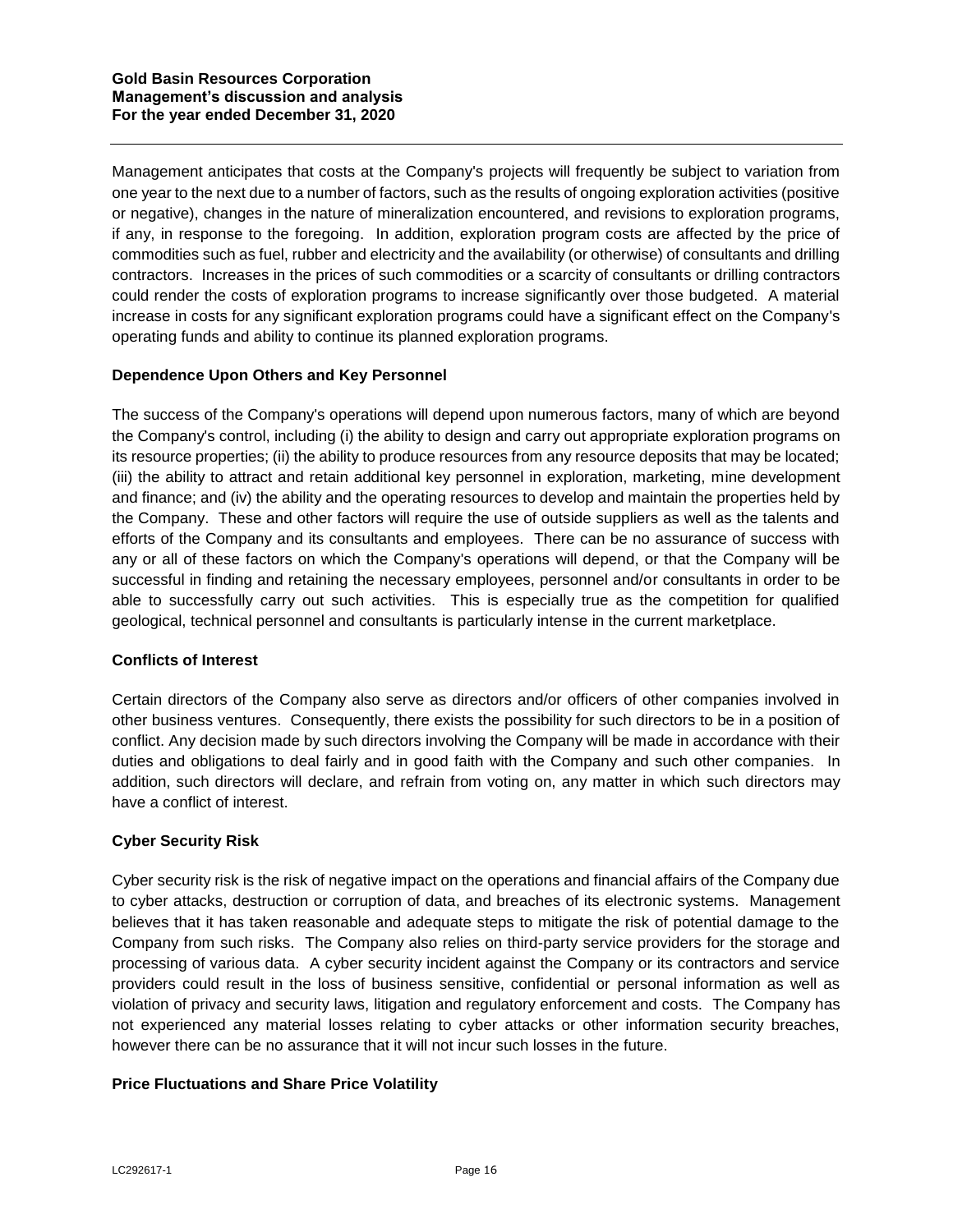Management anticipates that costs at the Company's projects will frequently be subject to variation from one year to the next due to a number of factors, such as the results of ongoing exploration activities (positive or negative), changes in the nature of mineralization encountered, and revisions to exploration programs, if any, in response to the foregoing. In addition, exploration program costs are affected by the price of commodities such as fuel, rubber and electricity and the availability (or otherwise) of consultants and drilling contractors. Increases in the prices of such commodities or a scarcity of consultants or drilling contractors could render the costs of exploration programs to increase significantly over those budgeted. A material increase in costs for any significant exploration programs could have a significant effect on the Company's operating funds and ability to continue its planned exploration programs.

### Dependence Upon Others and Key Personnel

The success of the Company's operations will depend upon numerous factors, many of which are beyond the Company's control, including (i) the ability to design and carry out appropriate exploration programs on its resource properties; (ii) the ability to produce resources from any resource deposits that may be located; (iii) the ability to attract and retain additional key personnel in exploration, marketing, mine development and finance; and (iv) the ability and the operating resources to develop and maintain the properties held by the Company. These and other factors will require the use of outside suppliers as well as the talents and efforts of the Company and its consultants and employees. There can be no assurance of success with any or all of these factors on which the Company's operations will depend, or that the Company will be successful in finding and retaining the necessary employees, personnel and/or consultants in order to be able to successfully carry out such activities. This is especially true as the competition for qualified geological, technical personnel and consultants is particularly intense in the current marketplace.

### Conflicts of Interest

Certain directors of the Company also serve as directors and/or officers of other companies involved in other business ventures. Consequently, there exists the possibility for such directors to be in a position of conflict. Any decision made by such directors involving the Company will be made in accordance with their duties and obligations to deal fairly and in good faith with the Company and such other companies. In addition, such directors will declare, and refrain from voting on, any matter in which such directors may have a conflict of interest.

### Cyber Security Risk

Cyber security risk is the risk of negative impact on the operations and financial affairs of the Company due to cyber attacks, destruction or corruption of data, and breaches of its electronic systems. Management believes that it has taken reasonable and adequate steps to mitigate the risk of potential damage to the Company from such risks. The Company also relies on third-party service providers for the storage and processing of various data. A cyber security incident against the Company or its contractors and service providers could result in the loss of business sensitive, confidential or personal information as well as violation of privacy and security laws, litigation and regulatory enforcement and costs. The Company has not experienced any material losses relating to cyber attacks or other information security breaches, however there can be no assurance that it will not incur such losses in the future.

### Price Fluctuations and Share Price Volatility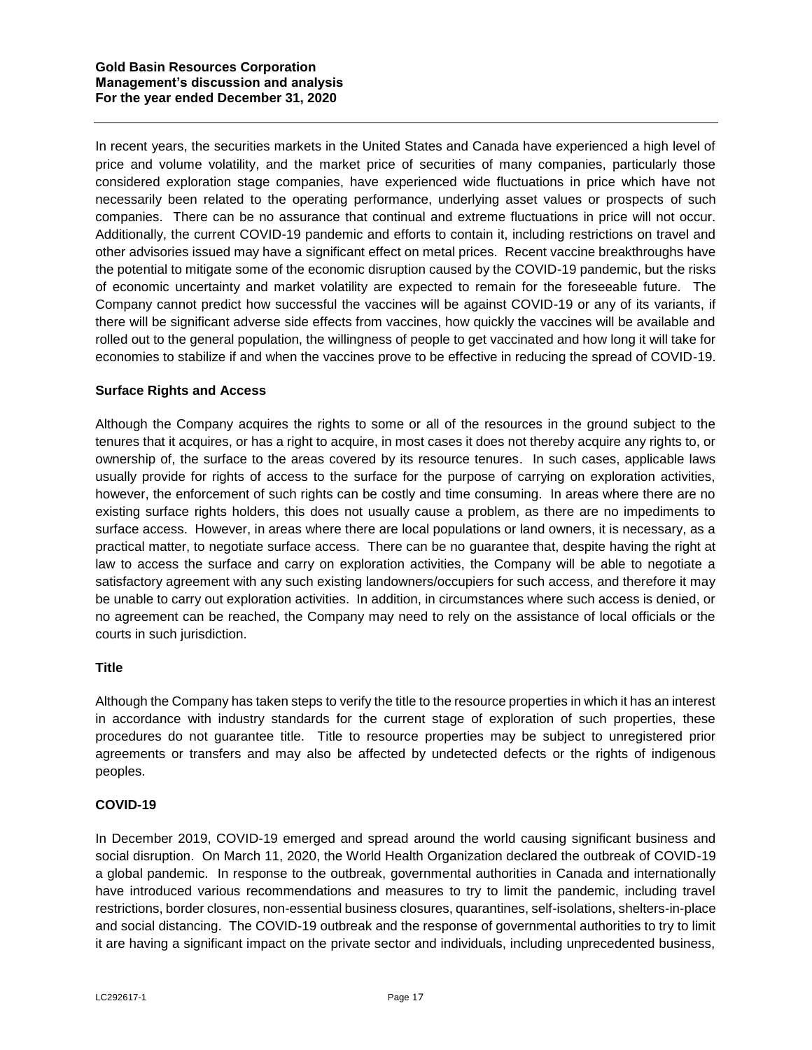In recent years, the securities markets in the United States and Canada have experienced a high level of price and volume volatility, and the market price of securities of many companies, particularly those considered exploration stage companies, have experienced wide fluctuations in price which have not necessarily been related to the operating performance, underlying asset values or prospects of such companies. There can be no assurance that continual and extreme fluctuations in price will not occur. Additionally, the current COVID-19 pandemic and efforts to contain it, including restrictions on travel and other advisories issued may have a significant effect on metal prices. Recent vaccine breakthroughs have the potential to mitigate some of the economic disruption caused by the COVID-19 pandemic, but the risks of economic uncertainty and market volatility are expected to remain for the foreseeable future. The Company cannot predict how successful the vaccines will be against COVID-19 or any of its variants, if there will be significant adverse side effects from vaccines, how quickly the vaccines will be available and rolled out to the general population, the willingness of people to get vaccinated and how long it will take for economies to stabilize if and when the vaccines prove to be effective in reducing the spread of COVID-19.

**Surface Rights and Access**

Although the Company acquires the rights to some or all of the resources in the ground subject to the tenures that it acquires, or has a right to acquire, in most cases it does not thereby acquire any rights to, or ownership of, the surface to the areas covered by its resource tenures. In such cases, applicable laws usually provide for rights of access to the surface for the purpose of carrying on exploration activities, however, the enforcement of such rights can be costly and time consuming. In areas where there are no existing surface rights holders, this does not usually cause a problem, as there are no impediments to surface access. However, in areas where there are local populations or land owners, it is necessary, as a practical matter, to negotiate surface access. There can be no guarantee that, despite having the right at law to access the surface and carry on exploration activities, the Company will be able to negotiate a satisfactory agreement with any such existing landowners/occupiers for such access, and therefore it may be unable to carry out exploration activities. In addition, in circumstances where such access is denied, or no agreement can be reached, the Company may need to rely on the assistance of local officials or the courts in such jurisdiction.

**Title**

Although the Company has taken steps to verify the title to the resource properties in which it has an interest in accordance with industry standards for the current stage of exploration of such properties, these procedures do not guarantee title. Title to resource properties may be subject to unregistered prior agreements or transfers and may also be affected by undetected defects or the rights of indigenous peoples.

**COVID-19**

In December 2019, COVID-19 emerged and spread around the world causing significant business and social disruption. On March 11, 2020, the World Health Organization declared the outbreak of COVID-19 a global pandemic. In response to the outbreak, governmental authorities in Canada and internationally have introduced various recommendations and measures to try to limit the pandemic, including travel restrictions, border closures, non-essential business closures, quarantines, self-isolations, shelters-in-place and social distancing. The COVID-19 outbreak and the response of governmental authorities to try to limit it are having a significant impact on the private sector and individuals, including unprecedented business,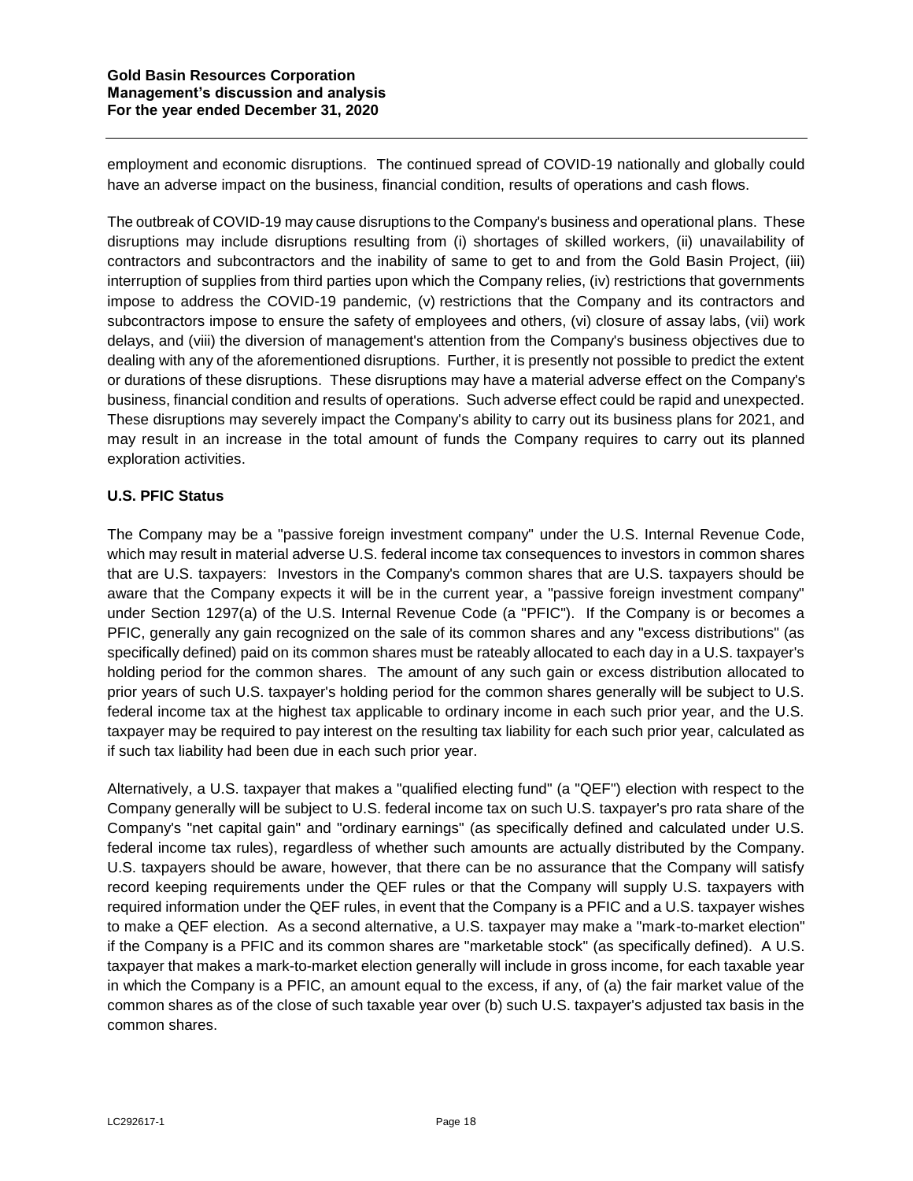employment and economic disruptions. The continued spread of COVID-19 nationally and globally could have an adverse impact on the business, financial condition, results of operations and cash flows.

The outbreak of COVID-19 may cause disruptions to the Company's business and operational plans. These disruptions may include disruptions resulting from (i) shortages of skilled workers, (ii) unavailability of contractors and subcontractors and the inability of same to get to and from the Gold Basin Project, (iii) interruption of supplies from third parties upon which the Company relies, (iv) restrictions that governments impose to address the COVID-19 pandemic, (v) restrictions that the Company and its contractors and subcontractors impose to ensure the safety of employees and others, (vi) closure of assay labs, (vii) work delays, and (viii) the diversion of management's attention from the Company's business objectives due to dealing with any of the aforementioned disruptions. Further, it is presently not possible to predict the extent or durations of these disruptions. These disruptions may have a material adverse effect on the Company's business, financial condition and results of operations. Such adverse effect could be rapid and unexpected. These disruptions may severely impact the Company's ability to carry out its business plans for 2021, and may result in an increase in the total amount of funds the Company requires to carry out its planned exploration activities.

**U.S. PFIC Status**

The Company may be a "passive foreign investment company" under the U.S. Internal Revenue Code, which may result in material adverse U.S. federal income tax consequences to investors in common shares that are U.S. taxpayers: Investors in the Company's common shares that are U.S. taxpayers should be aware that the Company expects it will be in the current year, a "passive foreign investment company" under Section 1297(a) of the U.S. Internal Revenue Code (a "PFIC"). If the Company is or becomes a PFIC, generally any gain recognized on the sale of its common shares and any "excess distributions" (as specifically defined) paid on its common shares must be rateably allocated to each day in a U.S. taxpayer's holding period for the common shares. The amount of any such gain or excess distribution allocated to prior years of such U.S. taxpayer's holding period for the common shares generally will be subject to U.S. federal income tax at the highest tax applicable to ordinary income in each such prior year, and the U.S. taxpayer may be required to pay interest on the resulting tax liability for each such prior year, calculated as if such tax liability had been due in each such prior year.

Alternatively, a U.S. taxpayer that makes a "qualified electing fund" (a "QEF") election with respect to the Company generally will be subject to U.S. federal income tax on such U.S. taxpayer's pro rata share of the Company's "net capital gain" and "ordinary earnings" (as specifically defined and calculated under U.S. federal income tax rules), regardless of whether such amounts are actually distributed by the Company. U.S. taxpayers should be aware, however, that there can be no assurance that the Company will satisfy record keeping requirements under the QEF rules or that the Company will supply U.S. taxpayers with required information under the QEF rules, in event that the Company is a PFIC and a U.S. taxpayer wishes to make a QEF election. As a second alternative, a U.S. taxpayer may make a "mark-to-market election" if the Company is a PFIC and its common shares are "marketable stock" (as specifically defined). A U.S. taxpayer that makes a mark-to-market election generally will include in gross income, for each taxable year in which the Company is a PFIC, an amount equal to the excess, if any, of (a) the fair market value of the common shares as of the close of such taxable year over (b) such U.S. taxpayer's adjusted tax basis in the common shares.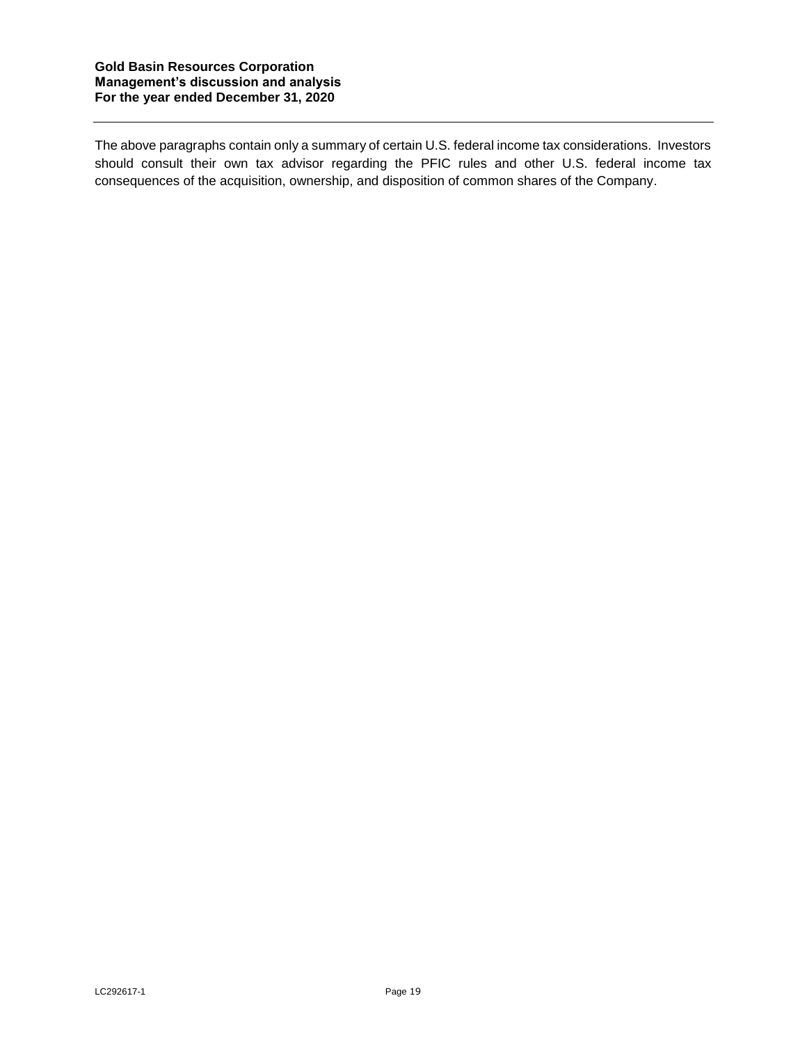The above paragraphs contain only a summary of certain U.S. federal income tax considerations. Investors should consult their own tax advisor regarding the PFIC rules and other U.S. federal income tax consequences of the acquisition, ownership, and disposition of common shares of the Company.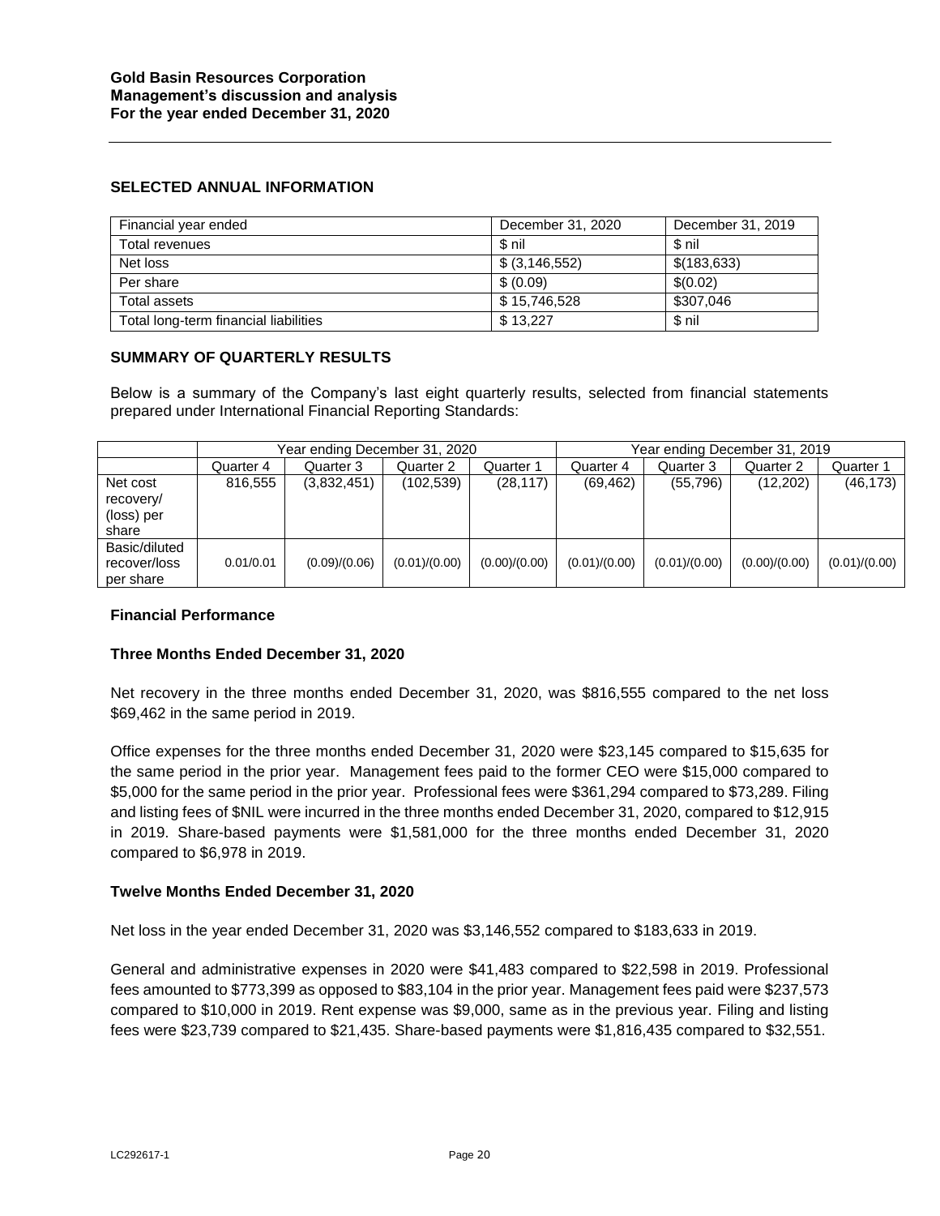## SELECTED ANNUAL INFORMATION

| Financial year ended | December 31, 2020 | December 31, 2019 |
|---|---|---|
| Total revenues | $ nil | $ nil |
| Net loss | $ (3,146,552) | $(183,633) |
| Per share | $ (0.09) | $(0.02) |
| Total assets | $ 15,746,528 | $307,046 |
| Total long-term financial liabilities | $ 13,227 | $ nil |

## SUMMARY OF QUARTERLY RESULTS

Below is a summary of the Company's last eight quarterly results, selected from financial statements prepared under International Financial Reporting Standards:

| | Year ending December 31, 2020 | | | | Year ending December 31, 2019 | | | |
|---|---|---|---|---|---|---|---|---|
| | Quarter 4 | Quarter 3 | Quarter 2 | Quarter 1 | Quarter 4 | Quarter 3 | Quarter 2 | Quarter 1 |
| Net cost recovery/ (loss) per share | 816,555 | (3,832,451) | (102,539) | (28,117) | (69,462) | (55,796) | (12,202) | (46,173) |
| Basic/diluted recover/loss per share | 0.01/0.01 | (0.09)/(0.06) | (0.01)/(0.00) | (0.00)/(0.00) | (0.01)/(0.00) | (0.01)/(0.00) | (0.00)/(0.00) | (0.01)/(0.00) |

### Financial Performance

### Three Months Ended December 31, 2020

Net recovery in the three months ended December 31, 2020, was $816,555 compared to the net loss $69,462 in the same period in 2019.

Office expenses for the three months ended December 31, 2020 were $23,145 compared to $15,635 for the same period in the prior year. Management fees paid to the former CEO were $15,000 compared to $5,000 for the same period in the prior year. Professional fees were $361,294 compared to $73,289. Filing and listing fees of $NIL were incurred in the three months ended December 31, 2020, compared to $12,915 in 2019. Share-based payments were $1,581,000 for the three months ended December 31, 2020 compared to $6,978 in 2019.

### Twelve Months Ended December 31, 2020

Net loss in the year ended December 31, 2020 was $3,146,552 compared to $183,633 in 2019.

General and administrative expenses in 2020 were $41,483 compared to $22,598 in 2019. Professional fees amounted to $773,399 as opposed to $83,104 in the prior year. Management fees paid were $237,573 compared to $10,000 in 2019. Rent expense was $9,000, same as in the previous year. Filing and listing fees were $23,739 compared to $21,435. Share-based payments were $1,816,435 compared to $32,551.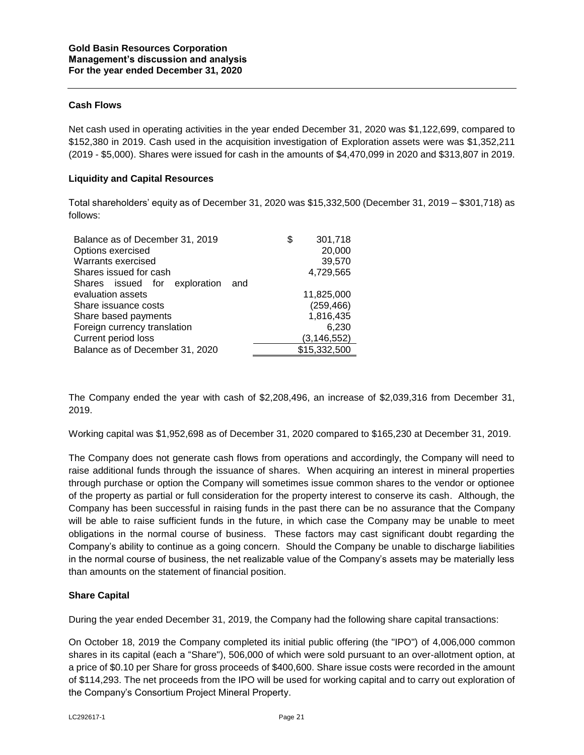## Cash Flows

Net cash used in operating activities in the year ended December 31, 2020 was $1,122,699, compared to $152,380 in 2019. Cash used in the acquisition investigation of Exploration assets were was $1,352,211 (2019 - $5,000). Shares were issued for cash in the amounts of $4,470,099 in 2020 and $313,807 in 2019.

## Liquidity and Capital Resources

Total shareholders' equity as of December 31, 2020 was $15,332,500 (December 31, 2019 – $301,718) as follows:

| | |
|---|---|
| Balance as of December 31, 2019 | $ 301,718 |
| Options exercised | 20,000 |
| Warrants exercised | 39,570 |
| Shares issued for cash | 4,729,565 |
| Shares issued for exploration and evaluation assets | 11,825,000 |
| Share issuance costs | (259,466) |
| Share based payments | 1,816,435 |
| Foreign currency translation | 6,230 |
| Current period loss | (3,146,552) |
| Balance as of December 31, 2020 | $15,332,500 |

The Company ended the year with cash of $2,208,496, an increase of $2,039,316 from December 31, 2019.

Working capital was $1,952,698 as of December 31, 2020 compared to $165,230 at December 31, 2019.

The Company does not generate cash flows from operations and accordingly, the Company will need to raise additional funds through the issuance of shares. When acquiring an interest in mineral properties through purchase or option the Company will sometimes issue common shares to the vendor or optionee of the property as partial or full consideration for the property interest to conserve its cash. Although, the Company has been successful in raising funds in the past there can be no assurance that the Company will be able to raise sufficient funds in the future, in which case the Company may be unable to meet obligations in the normal course of business. These factors may cast significant doubt regarding the Company's ability to continue as a going concern. Should the Company be unable to discharge liabilities in the normal course of business, the net realizable value of the Company's assets may be materially less than amounts on the statement of financial position.

## Share Capital

During the year ended December 31, 2019, the Company had the following share capital transactions:

On October 18, 2019 the Company completed its initial public offering (the "IPO") of 4,006,000 common shares in its capital (each a "Share"), 506,000 of which were sold pursuant to an over-allotment option, at a price of $0.10 per Share for gross proceeds of $400,600. Share issue costs were recorded in the amount of $114,293. The net proceeds from the IPO will be used for working capital and to carry out exploration of the Company's Consortium Project Mineral Property.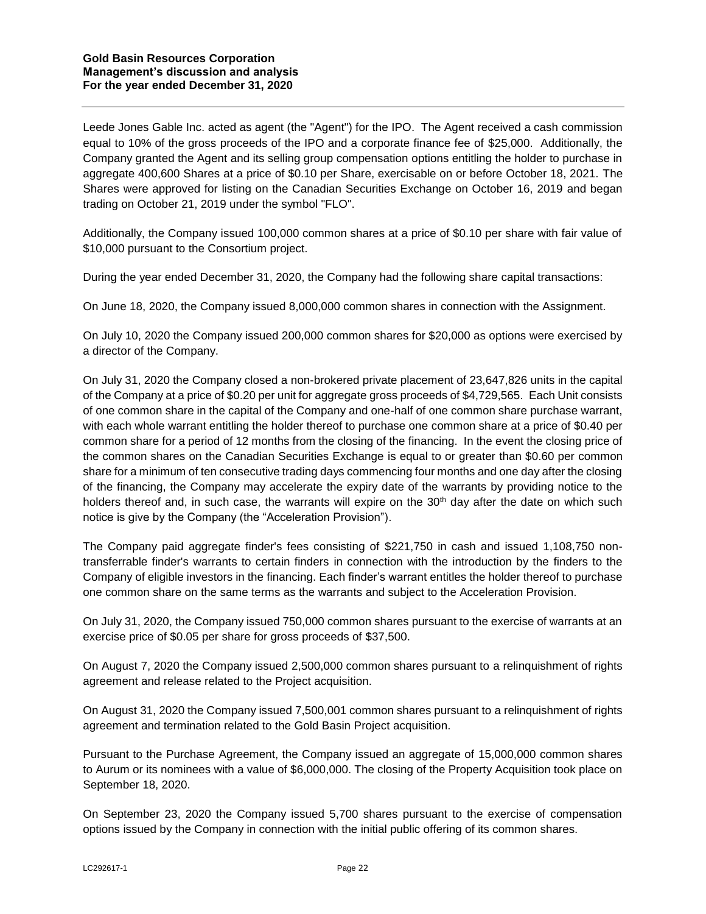Leede Jones Gable Inc. acted as agent (the "Agent") for the IPO. The Agent received a cash commission equal to 10% of the gross proceeds of the IPO and a corporate finance fee of $25,000. Additionally, the Company granted the Agent and its selling group compensation options entitling the holder to purchase in aggregate 400,600 Shares at a price of $0.10 per Share, exercisable on or before October 18, 2021. The Shares were approved for listing on the Canadian Securities Exchange on October 16, 2019 and began trading on October 21, 2019 under the symbol "FLO".

Additionally, the Company issued 100,000 common shares at a price of $0.10 per share with fair value of $10,000 pursuant to the Consortium project.

During the year ended December 31, 2020, the Company had the following share capital transactions:

On June 18, 2020, the Company issued 8,000,000 common shares in connection with the Assignment.

On July 10, 2020 the Company issued 200,000 common shares for $20,000 as options were exercised by a director of the Company.

On July 31, 2020 the Company closed a non-brokered private placement of 23,647,826 units in the capital of the Company at a price of $0.20 per unit for aggregate gross proceeds of $4,729,565. Each Unit consists of one common share in the capital of the Company and one-half of one common share purchase warrant, with each whole warrant entitling the holder thereof to purchase one common share at a price of $0.40 per common share for a period of 12 months from the closing of the financing. In the event the closing price of the common shares on the Canadian Securities Exchange is equal to or greater than $0.60 per common share for a minimum of ten consecutive trading days commencing four months and one day after the closing of the financing, the Company may accelerate the expiry date of the warrants by providing notice to the holders thereof and, in such case, the warrants will expire on the 30th day after the date on which such notice is give by the Company (the "Acceleration Provision").

The Company paid aggregate finder's fees consisting of $221,750 in cash and issued 1,108,750 non-transferrable finder's warrants to certain finders in connection with the introduction by the finders to the Company of eligible investors in the financing. Each finder's warrant entitles the holder thereof to purchase one common share on the same terms as the warrants and subject to the Acceleration Provision.

On July 31, 2020, the Company issued 750,000 common shares pursuant to the exercise of warrants at an exercise price of $0.05 per share for gross proceeds of $37,500.

On August 7, 2020 the Company issued 2,500,000 common shares pursuant to a relinquishment of rights agreement and release related to the Project acquisition.

On August 31, 2020 the Company issued 7,500,001 common shares pursuant to a relinquishment of rights agreement and termination related to the Gold Basin Project acquisition.

Pursuant to the Purchase Agreement, the Company issued an aggregate of 15,000,000 common shares to Aurum or its nominees with a value of $6,000,000. The closing of the Property Acquisition took place on September 18, 2020.

On September 23, 2020 the Company issued 5,700 shares pursuant to the exercise of compensation options issued by the Company in connection with the initial public offering of its common shares.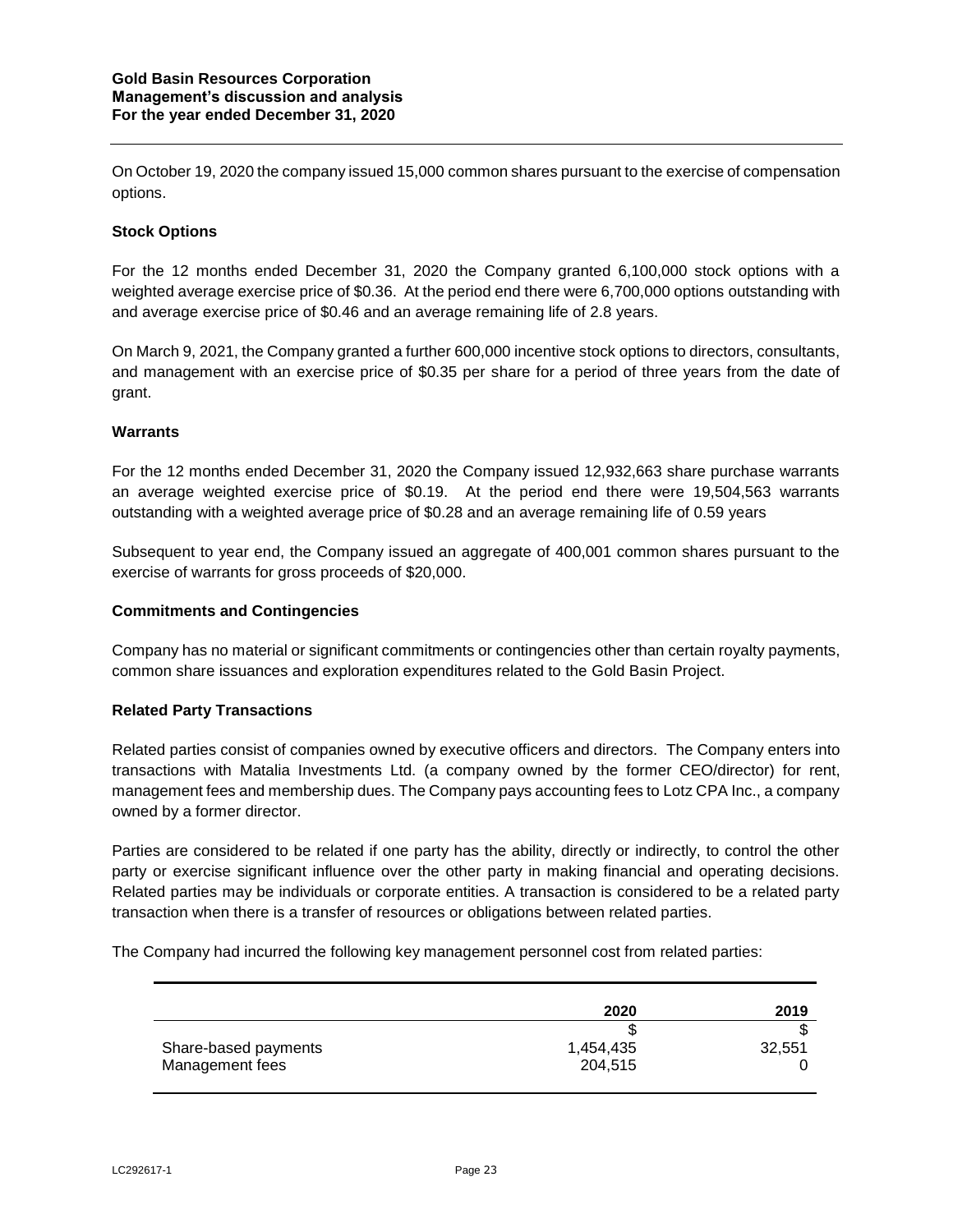On October 19, 2020 the company issued 15,000 common shares pursuant to the exercise of compensation options.

**Stock Options**

For the 12 months ended December 31, 2020 the Company granted 6,100,000 stock options with a weighted average exercise price of $0.36. At the period end there were 6,700,000 options outstanding with and average exercise price of $0.46 and an average remaining life of 2.8 years.

On March 9, 2021, the Company granted a further 600,000 incentive stock options to directors, consultants, and management with an exercise price of $0.35 per share for a period of three years from the date of grant.

**Warrants**

For the 12 months ended December 31, 2020 the Company issued 12,932,663 share purchase warrants an average weighted exercise price of $0.19. At the period end there were 19,504,563 warrants outstanding with a weighted average price of $0.28 and an average remaining life of 0.59 years

Subsequent to year end, the Company issued an aggregate of 400,001 common shares pursuant to the exercise of warrants for gross proceeds of $20,000.

**Commitments and Contingencies**

Company has no material or significant commitments or contingencies other than certain royalty payments, common share issuances and exploration expenditures related to the Gold Basin Project.

**Related Party Transactions**

Related parties consist of companies owned by executive officers and directors. The Company enters into transactions with Matalia Investments Ltd. (a company owned by the former CEO/director) for rent, management fees and membership dues. The Company pays accounting fees to Lotz CPA Inc., a company owned by a former director.

Parties are considered to be related if one party has the ability, directly or indirectly, to control the other party or exercise significant influence over the other party in making financial and operating decisions. Related parties may be individuals or corporate entities. A transaction is considered to be a related party transaction when there is a transfer of resources or obligations between related parties.

The Company had incurred the following key management personnel cost from related parties:

| | 2020 | 2019 |
|---|---|---|
| | $ | $ |
| Share-based payments | 1,454,435 | 32,551 |
| Management fees | 204,515 | 0 |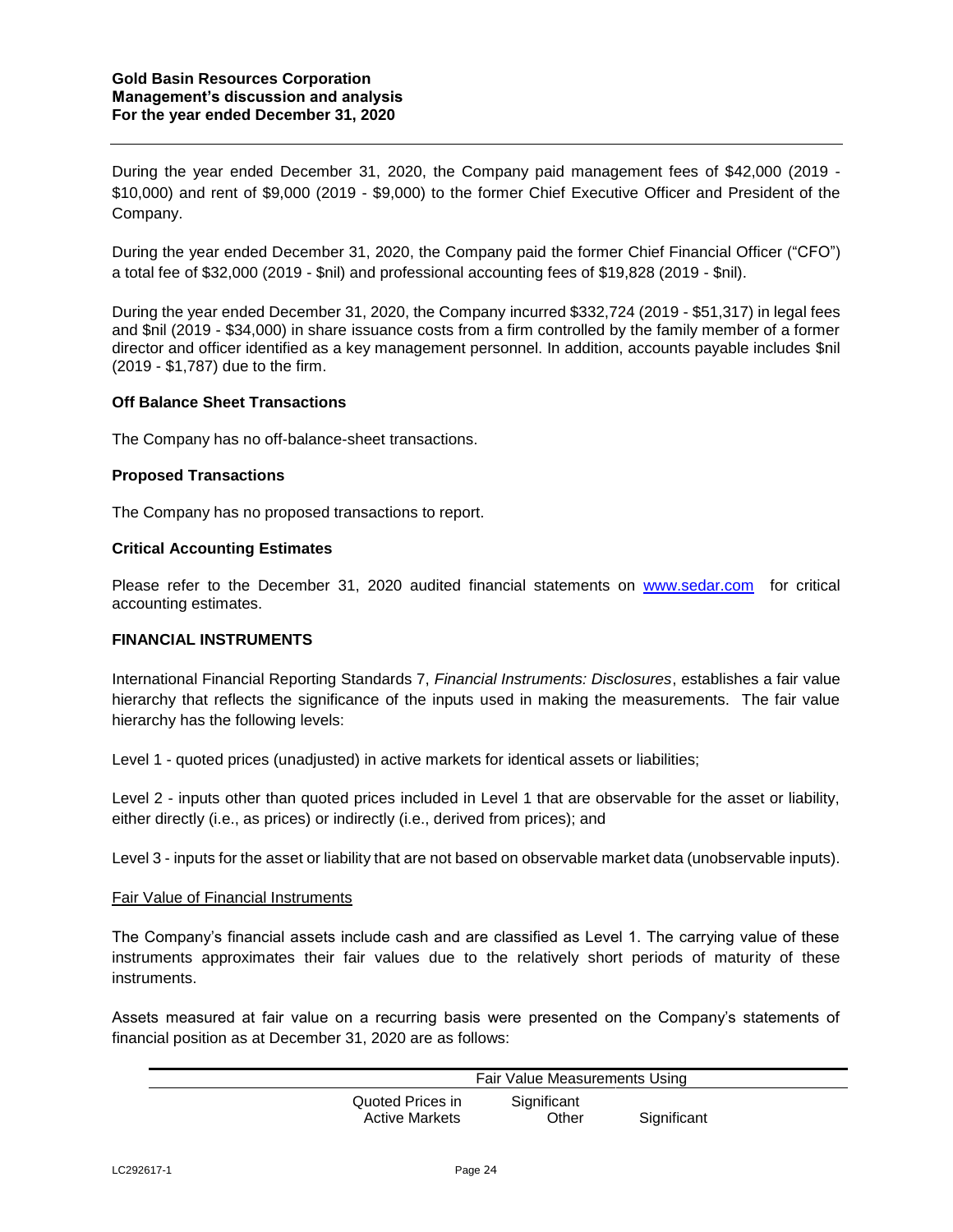During the year ended December 31, 2020, the Company paid management fees of $42,000 (2019 - $10,000) and rent of $9,000 (2019 - $9,000) to the former Chief Executive Officer and President of the Company.

During the year ended December 31, 2020, the Company paid the former Chief Financial Officer ("CFO") a total fee of $32,000 (2019 - $nil) and professional accounting fees of $19,828 (2019 - $nil).

During the year ended December 31, 2020, the Company incurred $332,724 (2019 - $51,317) in legal fees and $nil (2019 - $34,000) in share issuance costs from a firm controlled by the family member of a former director and officer identified as a key management personnel. In addition, accounts payable includes $nil (2019 - $1,787) due to the firm.

### Off Balance Sheet Transactions

The Company has no off-balance-sheet transactions.

### Proposed Transactions

The Company has no proposed transactions to report.

### Critical Accounting Estimates

Please refer to the December 31, 2020 audited financial statements on [www.sedar.com](www.sedar.com) for critical accounting estimates.

## FINANCIAL INSTRUMENTS

International Financial Reporting Standards 7, *Financial Instruments: Disclosures*, establishes a fair value hierarchy that reflects the significance of the inputs used in making the measurements. The fair value hierarchy has the following levels:

Level 1 - quoted prices (unadjusted) in active markets for identical assets or liabilities;

Level 2 - inputs other than quoted prices included in Level 1 that are observable for the asset or liability, either directly (i.e., as prices) or indirectly (i.e., derived from prices); and

Level 3 - inputs for the asset or liability that are not based on observable market data (unobservable inputs).

Fair Value of Financial Instruments

The Company's financial assets include cash and are classified as Level 1. The carrying value of these instruments approximates their fair values due to the relatively short periods of maturity of these instruments.

Assets measured at fair value on a recurring basis were presented on the Company's statements of financial position as at December 31, 2020 are as follows:

| | Fair Value Measurements Using | | |
|---|---|---|---|
| | Quoted Prices in Active Markets | Significant Other | Significant |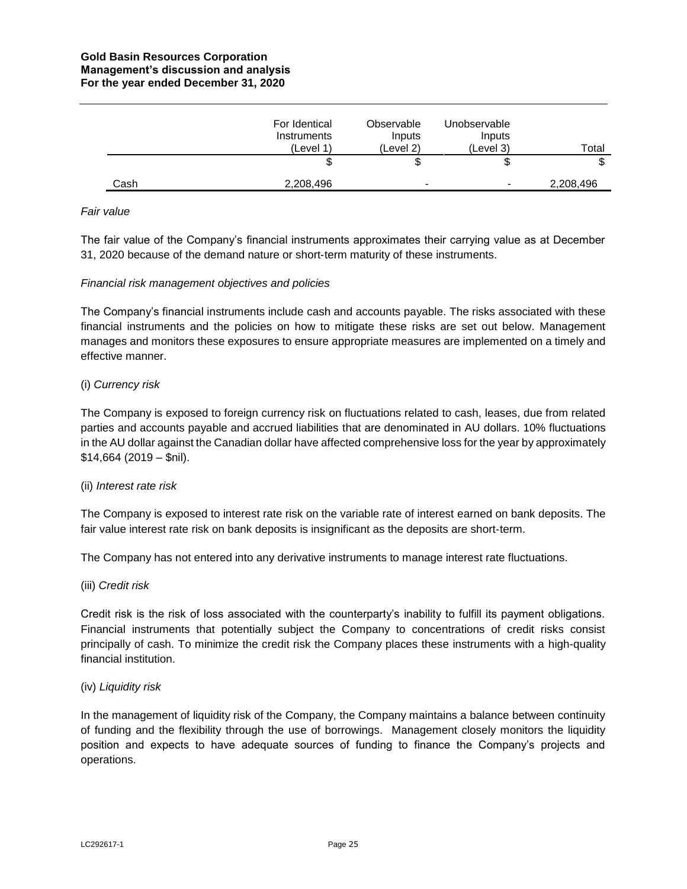| | For Identical Instruments (Level 1) | Observable Inputs (Level 2) | Unobservable Inputs (Level 3) | Total |
|---|---|---|---|---|
| | $ | $ | $ | $ |
| Cash | 2,208,496 | - | - | 2,208,496 |

*Fair value*

The fair value of the Company's financial instruments approximates their carrying value as at December 31, 2020 because of the demand nature or short-term maturity of these instruments.

*Financial risk management objectives and policies*

The Company's financial instruments include cash and accounts payable. The risks associated with these financial instruments and the policies on how to mitigate these risks are set out below. Management manages and monitors these exposures to ensure appropriate measures are implemented on a timely and effective manner.

(i) *Currency risk*

The Company is exposed to foreign currency risk on fluctuations related to cash, leases, due from related parties and accounts payable and accrued liabilities that are denominated in AU dollars. 10% fluctuations in the AU dollar against the Canadian dollar have affected comprehensive loss for the year by approximately $14,664 (2019 – $nil).

(ii) *Interest rate risk*

The Company is exposed to interest rate risk on the variable rate of interest earned on bank deposits. The fair value interest rate risk on bank deposits is insignificant as the deposits are short-term.

The Company has not entered into any derivative instruments to manage interest rate fluctuations.

(iii) *Credit risk*

Credit risk is the risk of loss associated with the counterparty's inability to fulfill its payment obligations. Financial instruments that potentially subject the Company to concentrations of credit risks consist principally of cash. To minimize the credit risk the Company places these instruments with a high-quality financial institution.

(iv) *Liquidity risk*

In the management of liquidity risk of the Company, the Company maintains a balance between continuity of funding and the flexibility through the use of borrowings. Management closely monitors the liquidity position and expects to have adequate sources of funding to finance the Company's projects and operations.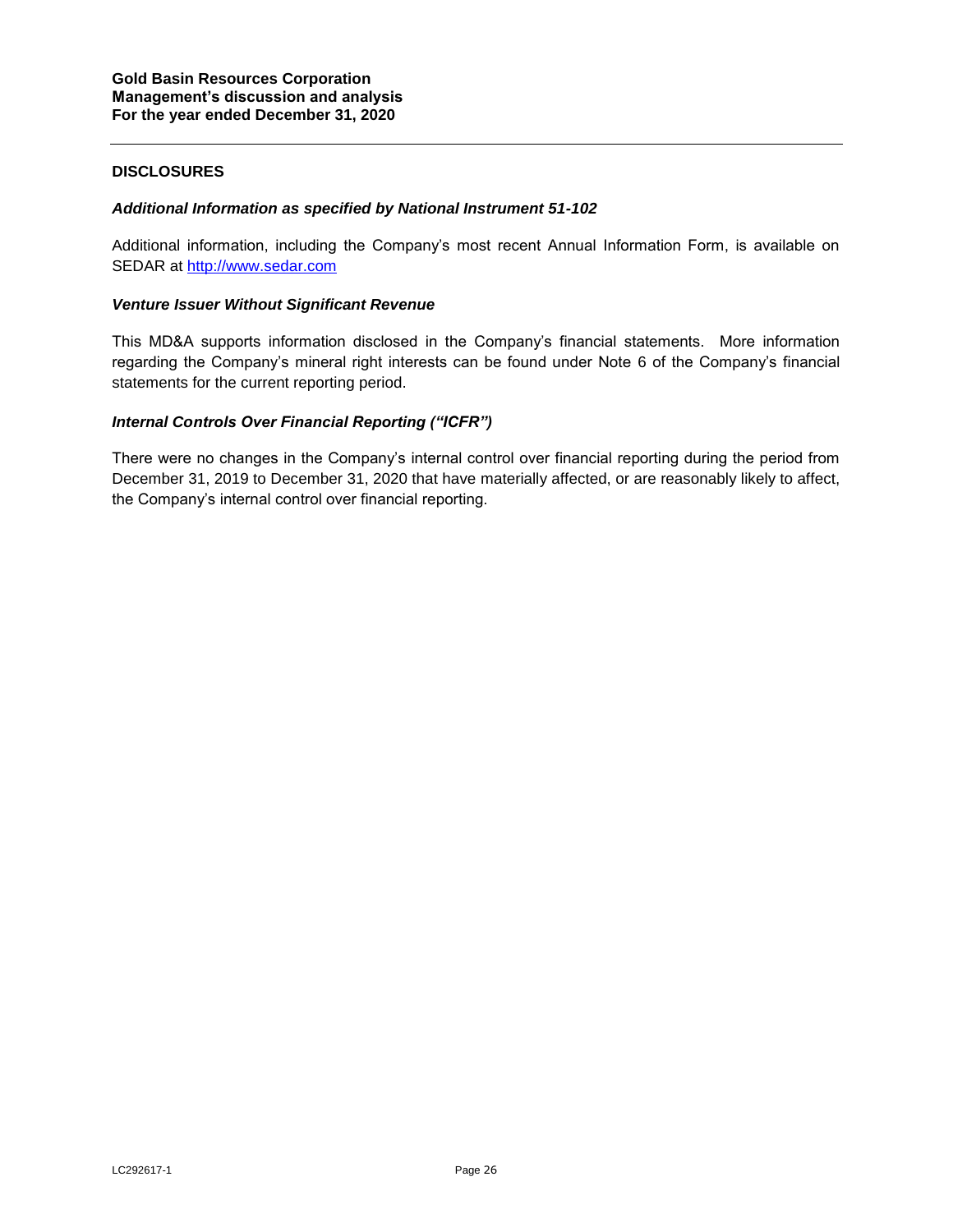## DISCLOSURES

### *Additional Information as specified by National Instrument 51-102*

Additional information, including the Company's most recent Annual Information Form, is available on SEDAR at http://www.sedar.com

### *Venture Issuer Without Significant Revenue*

This MD&A supports information disclosed in the Company's financial statements. More information regarding the Company's mineral right interests can be found under Note 6 of the Company's financial statements for the current reporting period.

### *Internal Controls Over Financial Reporting ("ICFR")*

There were no changes in the Company's internal control over financial reporting during the period from December 31, 2019 to December 31, 2020 that have materially affected, or are reasonably likely to affect, the Company's internal control over financial reporting.